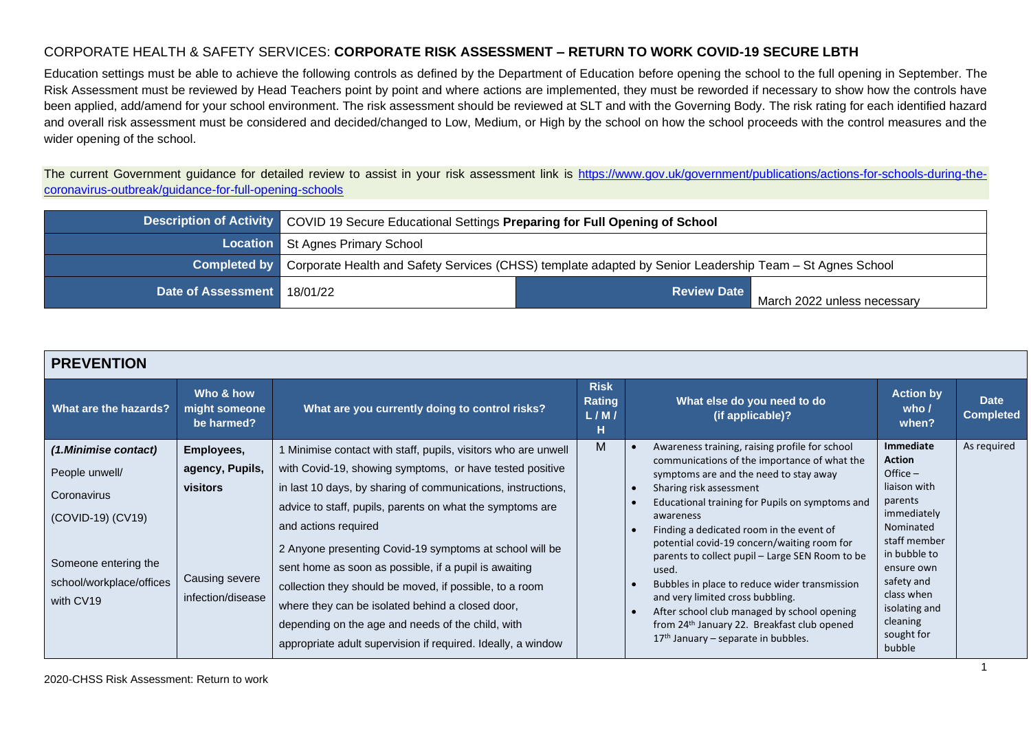CORPORATE HEALTH & SAFETY SERVICES: **CORPORATE RISK ASSESSMENT – RETURN TO WORK COVID-19 SECURE LBTH**

Education settings must be able to achieve the following controls as defined by the Department of Education before opening the school to the full opening in September. The Risk Assessment must be reviewed by Head Teachers point by point and where actions are implemented, they must be reworded if necessary to show how the controls have been applied, add/amend for your school environment. The risk assessment should be reviewed at SLT and with the Governing Body. The risk rating for each identified hazard and overall risk assessment must be considered and decided/changed to Low, Medium, or High by the school on how the school proceeds with the control measures and the wider opening of the school.

The current Government guidance for detailed review to assist in your risk assessment link is https://www.gov.uk/government/publications/actions-for-schools-during-the-coronavirus-outbreak/guidance-for-full-opening-schools

| **Description of Activity** | COVID 19 Secure Educational Settings **Preparing for Full Opening of School** | | |
|---|---|---|---|
| **Location** | St Agnes Primary School | | |
| **Completed by** | Corporate Health and Safety Services (CHSS) template adapted by Senior Leadership Team – St Agnes School | | |
| **Date of Assessment** | 18/01/22 | **Review Date** | March 2022 unless necessary |

## PREVENTION

| What are the hazards? | Who & how might someone be harmed? | What are you currently doing to control risks? | Risk Rating L / M / H | What else do you need to do (if applicable)? | Action by who / when? | Date Completed |
|---|---|---|---|---|---|---|
| ***(1.Minimise contact)*** <br><br> People unwell/ <br><br> Coronavirus <br><br> (COVID-19) (CV19) <br><br> Someone entering the school/workplace/offices with CV19 | **Employees, agency, Pupils, visitors** <br><br> Causing severe infection/disease | 1 Minimise contact with staff, pupils, visitors who are unwell with Covid-19, showing symptoms, or have tested positive in last 10 days, by sharing of communications, instructions, advice to staff, pupils, parents on what the symptoms are and actions required <br><br> 2 Anyone presenting Covid-19 symptoms at school will be sent home as soon as possible, if a pupil is awaiting collection they should be moved, if possible, to a room where they can be isolated behind a closed door, depending on the age and needs of the child, with appropriate adult supervision if required. Ideally, a window | M | • Awareness training, raising profile for school communications of the importance of what the symptoms are and the need to stay away <br> • Sharing risk assessment <br> • Educational training for Pupils on symptoms and awareness <br> • Finding a dedicated room in the event of potential covid-19 concern/waiting room for parents to collect pupil – Large SEN Room to be used. <br> • Bubbles in place to reduce wider transmission and very limited cross bubbling. <br> • After school club managed by school opening from 24th January 22. Breakfast club opened 17th January – separate in bubbles. | **Immediate Action** <br> Office – liaison with parents immediately <br> Nominated staff member in bubble to ensure own safety and class when isolating and cleaning sought for bubble | As required |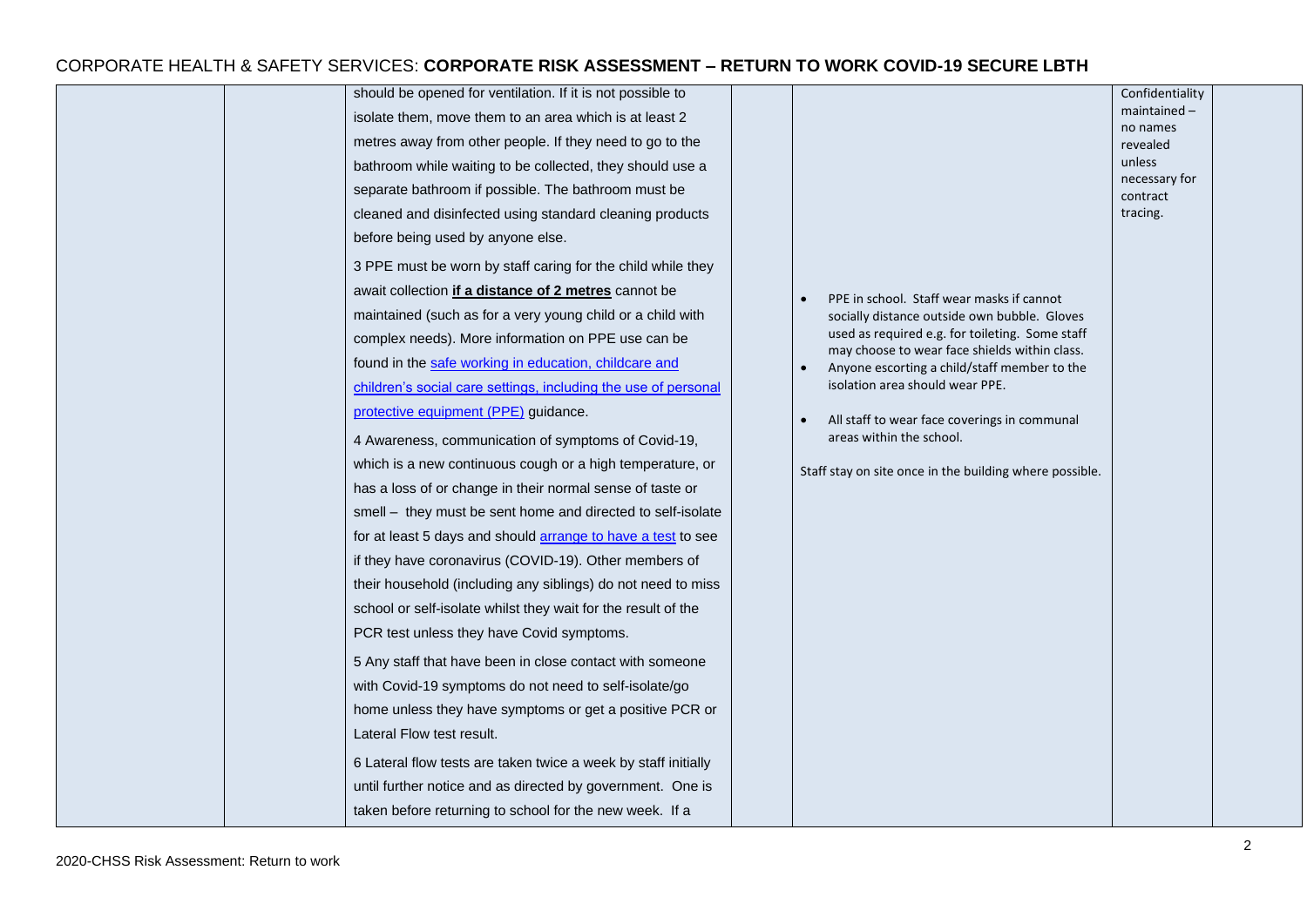| | | | | | | |
|---|---|---|---|---|---|---|
| | | should be opened for ventilation. If it is not possible to isolate them, move them to an area which is at least 2 metres away from other people. If they need to go to the bathroom while waiting to be collected, they should use a separate bathroom if possible. The bathroom must be cleaned and disinfected using standard cleaning products before being used by anyone else.<br><br>3 PPE must be worn by staff caring for the child while they await collection **if a distance of 2 metres** cannot be maintained (such as for a very young child or a child with complex needs). More information on PPE use can be found in the [safe working in education, childcare and children's social care settings, including the use of personal protective equipment (PPE)]() guidance.<br><br>4 Awareness, communication of symptoms of Covid-19, which is a new continuous cough or a high temperature, or has a loss of or change in their normal sense of taste or smell – they must be sent home and directed to self-isolate for at least 5 days and should [arrange to have a test]() to see if they have coronavirus (COVID-19). Other members of their household (including any siblings) do not need to miss school or self-isolate whilst they wait for the result of the PCR test unless they have Covid symptoms.<br><br>5 Any staff that have been in close contact with someone with Covid-19 symptoms do not need to self-isolate/go home unless they have symptoms or get a positive PCR or Lateral Flow test result.<br><br>6 Lateral flow tests are taken twice a week by staff initially until further notice and as directed by government. One is taken before returning to school for the new week. If a | | • PPE in school. Staff wear masks if cannot socially distance outside own bubble. Gloves used as required e.g. for toileting. Some staff may choose to wear face shields within class.<br>• Anyone escorting a child/staff member to the isolation area should wear PPE.<br><br>• All staff to wear face coverings in communal areas within the school.<br><br>Staff stay on site once in the building where possible. | Confidentiality maintained – no names revealed unless necessary for contract tracing. | |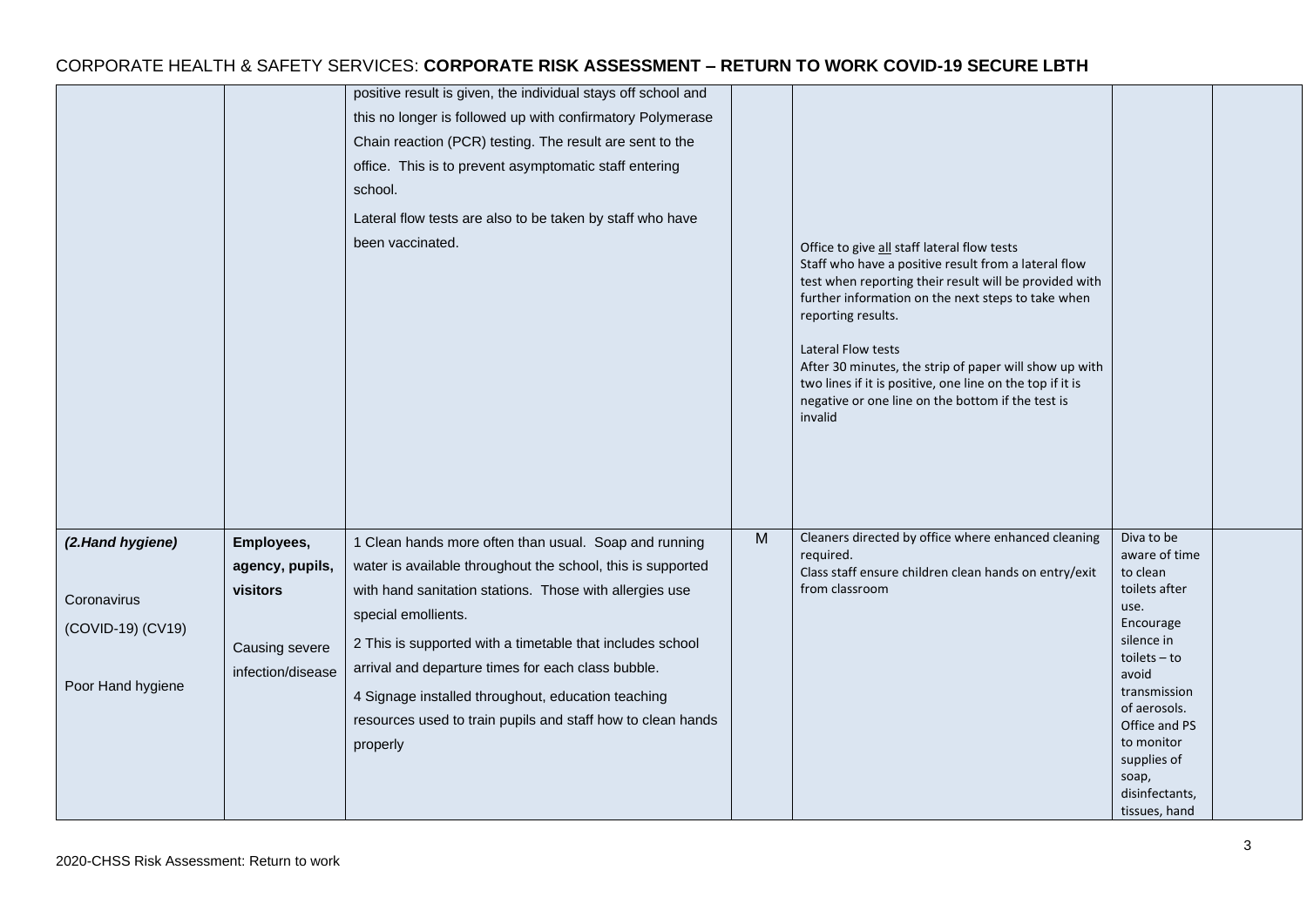| | | | | | | |
|---|---|---|---|---|---|---|
| | | positive result is given, the individual stays off school and this no longer is followed up with confirmatory Polymerase Chain reaction (PCR) testing. The result are sent to the office. This is to prevent asymptomatic staff entering school.<br><br>Lateral flow tests are also to be taken by staff who have been vaccinated. | | Office to give <u>all</u> staff lateral flow tests<br>Staff who have a positive result from a lateral flow test when reporting their result will be provided with further information on the next steps to take when reporting results.<br><br>Lateral Flow tests<br>After 30 minutes, the strip of paper will show up with two lines if it is positive, one line on the top if it is negative or one line on the bottom if the test is invalid | | |
| ***(2.Hand hygiene)***<br><br>Coronavirus<br>(COVID-19) (CV19)<br><br>Poor Hand hygiene | **Employees, agency, pupils, visitors**<br><br>Causing severe infection/disease | 1 Clean hands more often than usual. Soap and running water is available throughout the school, this is supported with hand sanitation stations. Those with allergies use special emollients.<br><br>2 This is supported with a timetable that includes school arrival and departure times for each class bubble.<br><br>4 Signage installed throughout, education teaching resources used to train pupils and staff how to clean hands properly | M | Cleaners directed by office where enhanced cleaning required.<br>Class staff ensure children clean hands on entry/exit from classroom | Diva to be aware of time to clean toilets after use.<br>Encourage silence in toilets – to avoid transmission of aerosols.<br>Office and PS to monitor supplies of soap, disinfectants, tissues, hand | |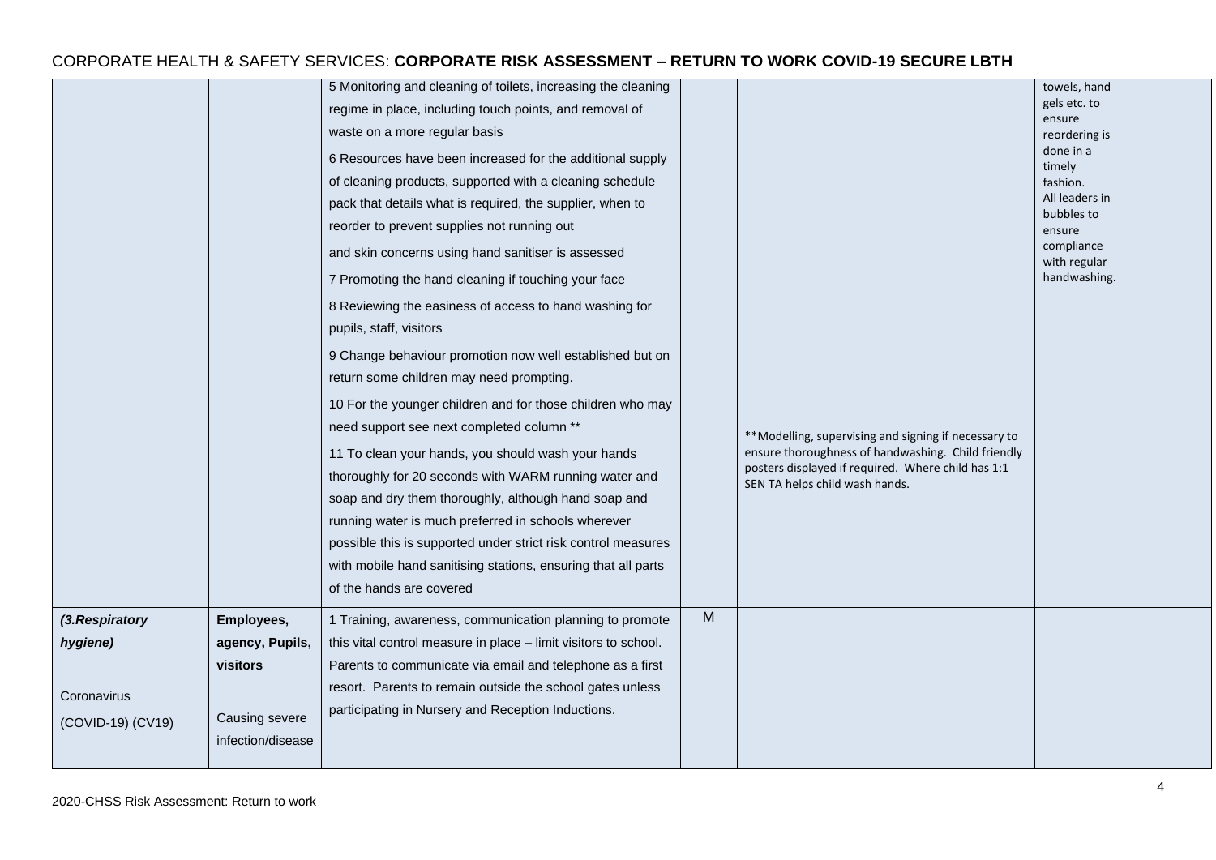| | | | | | | |
|---|---|---|---|---|---|---|
| | | 5 Monitoring and cleaning of toilets, increasing the cleaning regime in place, including touch points, and removal of waste on a more regular basis<br><br>6 Resources have been increased for the additional supply of cleaning products, supported with a cleaning schedule pack that details what is required, the supplier, when to reorder to prevent supplies not running out<br><br>and skin concerns using hand sanitiser is assessed<br><br>7 Promoting the hand cleaning if touching your face<br><br>8 Reviewing the easiness of access to hand washing for pupils, staff, visitors<br><br>9 Change behaviour promotion now well established but on return some children may need prompting.<br><br>10 For the younger children and for those children who may need support see next completed column **<br><br>11 To clean your hands, you should wash your hands thoroughly for 20 seconds with WARM running water and soap and dry them thoroughly, although hand soap and running water is much preferred in schools wherever possible this is supported under strict risk control measures with mobile hand sanitising stations, ensuring that all parts of the hands are covered | | **Modelling, supervising and signing if necessary to ensure thoroughness of handwashing. Child friendly posters displayed if required. Where child has 1:1 SEN TA helps child wash hands. | towels, hand gels etc. to ensure reordering is done in a timely fashion.<br>All leaders in bubbles to ensure compliance with regular handwashing. | |
| ***(3.Respiratory hygiene)***<br><br>Coronavirus (COVID-19) (CV19) | **Employees, agency, Pupils, visitors**<br><br>Causing severe infection/disease | 1 Training, awareness, communication planning to promote this vital control measure in place – limit visitors to school. Parents to communicate via email and telephone as a first resort. Parents to remain outside the school gates unless participating in Nursery and Reception Inductions. | M | | | |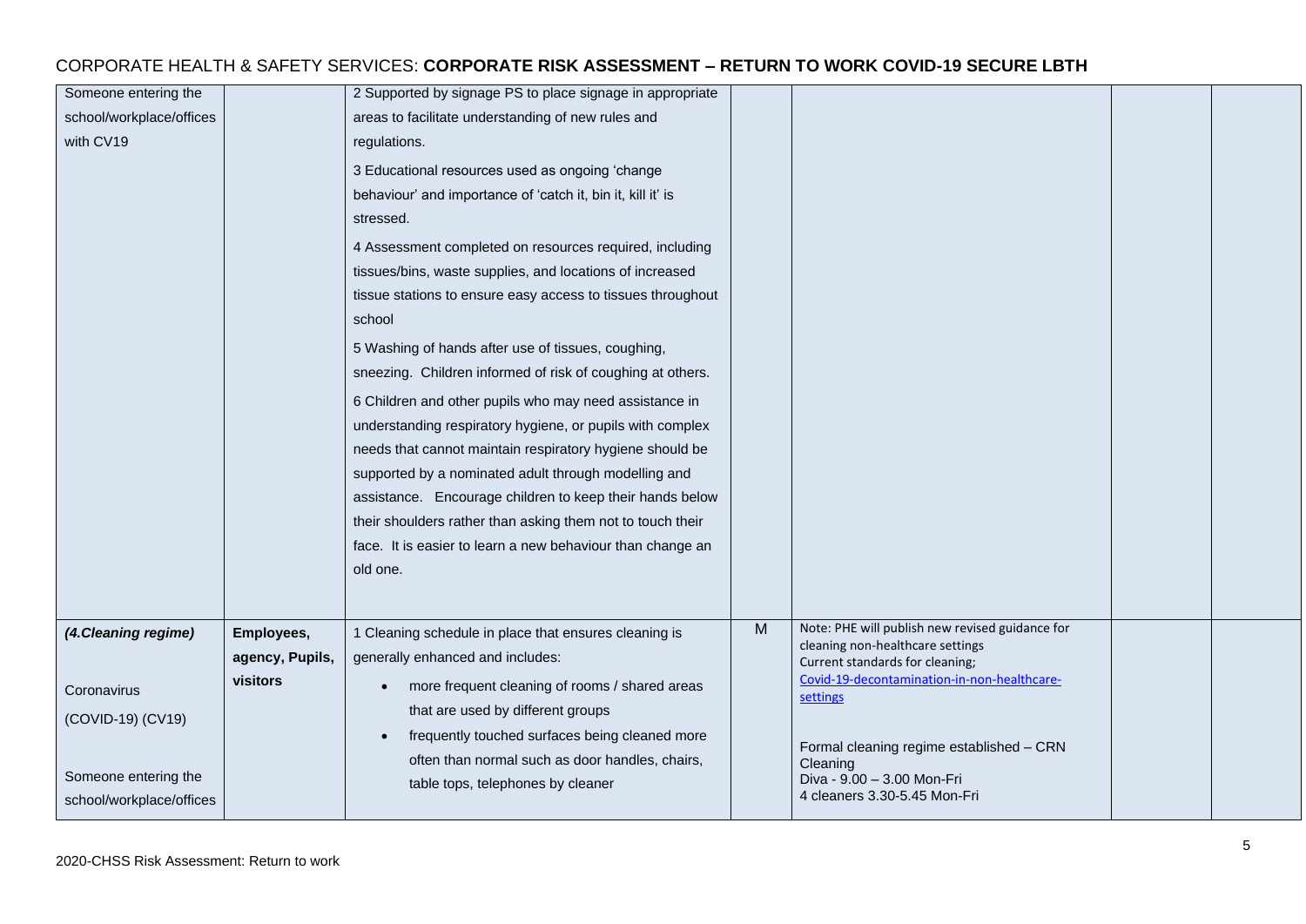| | | | | | | |
|---|---|---|---|---|---|---|
| Someone entering the school/workplace/offices with CV19 | | 2 Supported by signage PS to place signage in appropriate areas to facilitate understanding of new rules and regulations.<br><br>3 Educational resources used as ongoing 'change behaviour' and importance of 'catch it, bin it, kill it' is stressed.<br><br>4 Assessment completed on resources required, including tissues/bins, waste supplies, and locations of increased tissue stations to ensure easy access to tissues throughout school<br><br>5 Washing of hands after use of tissues, coughing, sneezing. Children informed of risk of coughing at others.<br><br>6 Children and other pupils who may need assistance in understanding respiratory hygiene, or pupils with complex needs that cannot maintain respiratory hygiene should be supported by a nominated adult through modelling and assistance. Encourage children to keep their hands below their shoulders rather than asking them not to touch their face. It is easier to learn a new behaviour than change an old one. | | | | |
| ***(4.Cleaning regime)***<br><br>Coronavirus (COVID-19) (CV19)<br><br>Someone entering the school/workplace/offices | **Employees, agency, Pupils, visitors** | 1 Cleaning schedule in place that ensures cleaning is generally enhanced and includes:<br>• more frequent cleaning of rooms / shared areas that are used by different groups<br>• frequently touched surfaces being cleaned more often than normal such as door handles, chairs, table tops, telephones by cleaner | M | Note: PHE will publish new revised guidance for cleaning non-healthcare settings<br>Current standards for cleaning;<br>[Covid-19-decontamination-in-non-healthcare-settings]()<br><br>Formal cleaning regime established – CRN Cleaning<br>Diva - 9.00 – 3.00 Mon-Fri<br>4 cleaners 3.30-5.45 Mon-Fri | | |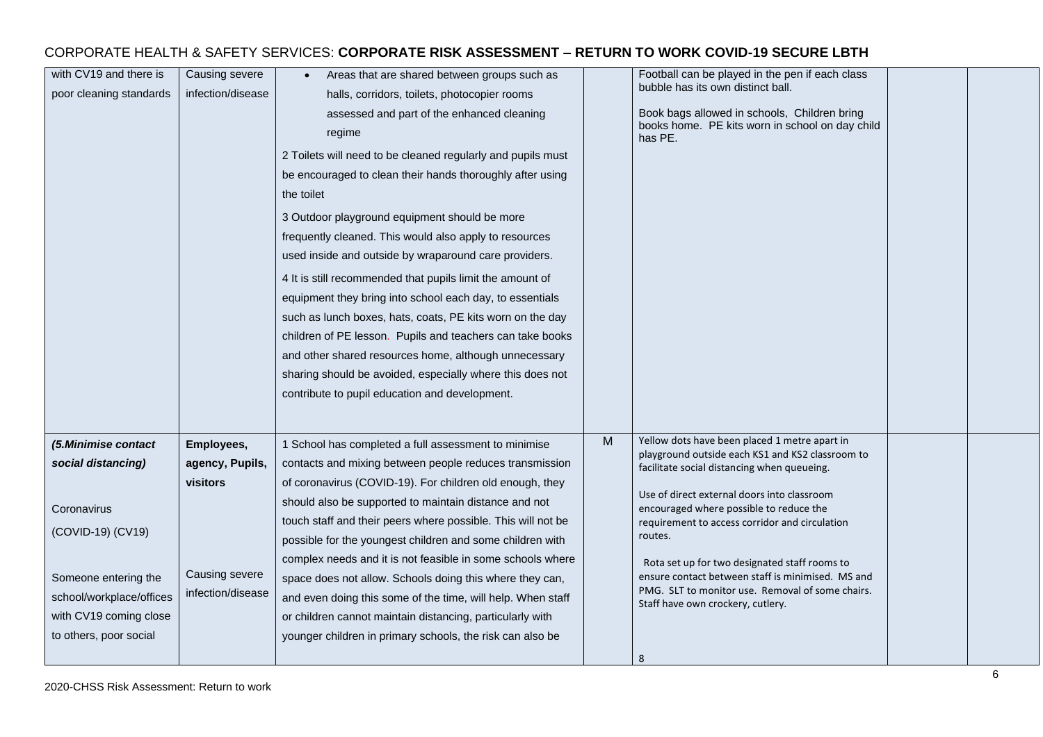## CORPORATE HEALTH & SAFETY SERVICES: **CORPORATE RISK ASSESSMENT – RETURN TO WORK COVID-19 SECURE LBTH**

| | | | | | | |
|---|---|---|---|---|---|---|
| with CV19 and there is poor cleaning standards | Causing severe infection/disease | • Areas that are shared between groups such as halls, corridors, toilets, photocopier rooms assessed and part of the enhanced cleaning regime<br><br>2 Toilets will need to be cleaned regularly and pupils must be encouraged to clean their hands thoroughly after using the toilet<br><br>3 Outdoor playground equipment should be more frequently cleaned. This would also apply to resources used inside and outside by wraparound care providers.<br><br>4 It is still recommended that pupils limit the amount of equipment they bring into school each day, to essentials such as lunch boxes, hats, coats, PE kits worn on the day children of PE lesson. Pupils and teachers can take books and other shared resources home, although unnecessary sharing should be avoided, especially where this does not contribute to pupil education and development. | | Football can be played in the pen if each class bubble has its own distinct ball.<br><br>Book bags allowed in schools, Children bring books home. PE kits worn in school on day child has PE. | | |
| ***(5.Minimise contact social distancing)***<br><br>Coronavirus (COVID-19) (CV19)<br><br>Someone entering the school/workplace/offices with CV19 coming close to others, poor social | **Employees, agency, Pupils, visitors**<br><br>Causing severe infection/disease | 1 School has completed a full assessment to minimise contacts and mixing between people reduces transmission of coronavirus (COVID-19). For children old enough, they should also be supported to maintain distance and not touch staff and their peers where possible. This will not be possible for the youngest children and some children with complex needs and it is not feasible in some schools where space does not allow. Schools doing this where they can, and even doing this some of the time, will help. When staff or children cannot maintain distancing, particularly with younger children in primary schools, the risk can also be | M | Yellow dots have been placed 1 metre apart in playground outside each KS1 and KS2 classroom to facilitate social distancing when queueing.<br><br>Use of direct external doors into classroom encouraged where possible to reduce the requirement to access corridor and circulation routes.<br><br>Rota set up for two designated staff rooms to ensure contact between staff is minimised. MS and PMG. SLT to monitor use. Removal of some chairs. Staff have own crockery, cutlery.<br><br>8 | | |

2020-CHSS Risk Assessment: Return to work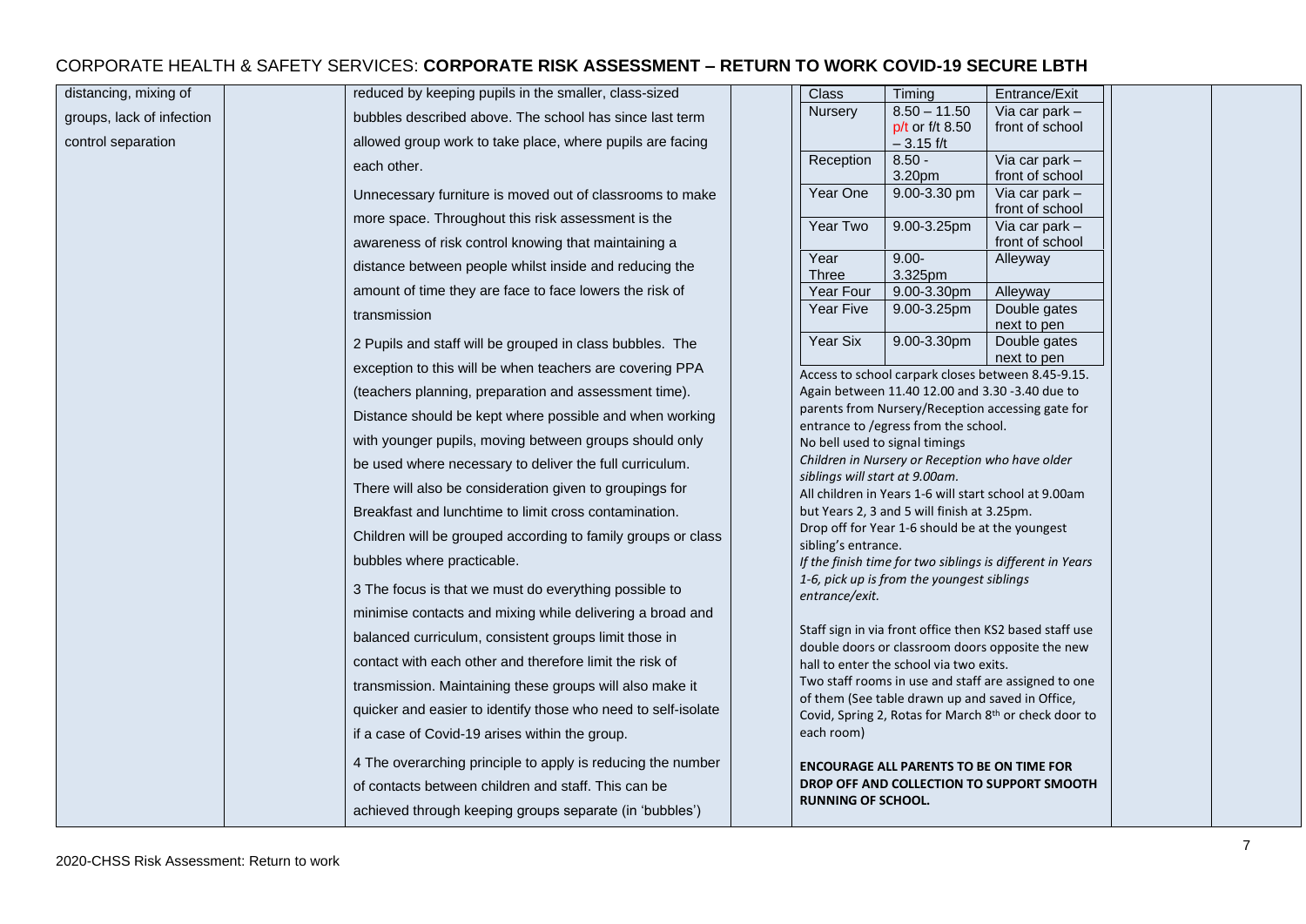# CORPORATE HEALTH & SAFETY SERVICES: **CORPORATE RISK ASSESSMENT – RETURN TO WORK COVID-19 SECURE LBTH**

| | | | | | | |
|---|---|---|---|---|---|---|
| distancing, mixing of groups, lack of infection control separation | | reduced by keeping pupils in the smaller, class-sized bubbles described above. The school has since last term allowed group work to take place, where pupils are facing each other.<br><br>Unnecessary furniture is moved out of classrooms to make more space. Throughout this risk assessment is the awareness of risk control knowing that maintaining a distance between people whilst inside and reducing the amount of time they are face to face lowers the risk of transmission<br><br>2 Pupils and staff will be grouped in class bubbles. The exception to this will be when teachers are covering PPA (teachers planning, preparation and assessment time). Distance should be kept where possible and when working with younger pupils, moving between groups should only be used where necessary to deliver the full curriculum. There will also be consideration given to groupings for Breakfast and lunchtime to limit cross contamination. Children will be grouped according to family groups or class bubbles where practicable.<br><br>3 The focus is that we must do everything possible to minimise contacts and mixing while delivering a broad and balanced curriculum, consistent groups limit those in contact with each other and therefore limit the risk of transmission. Maintaining these groups will also make it quicker and easier to identify those who need to self-isolate if a case of Covid-19 arises within the group.<br><br>4 The overarching principle to apply is reducing the number of contacts between children and staff. This can be achieved through keeping groups separate (in 'bubbles') | | Class / Timing / Entrance/Exit:<br>Nursery – 8.50 – 11.50 p/t or f/t 8.50 – 3.15 f/t – Via car park – front of school<br>Reception – 8.50 - 3.20pm – Via car park – front of school<br>Year One – 9.00-3.30 pm – Via car park – front of school<br>Year Two – 9.00-3.25pm – Via car park – front of school<br>Year Three – 9.00-3.325pm – Alleyway<br>Year Four – 9.00-3.30pm – Alleyway<br>Year Five – 9.00-3.25pm – Double gates next to pen<br>Year Six – 9.00-3.30pm – Double gates next to pen<br><br>Access to school carpark closes between 8.45-9.15. Again between 11.40 12.00 and 3.30 -3.40 due to parents from Nursery/Reception accessing gate for entrance to /egress from the school.<br>No bell used to signal timings<br>*Children in Nursery or Reception who have older siblings will start at 9.00am.*<br>All children in Years 1-6 will start school at 9.00am but Years 2, 3 and 5 will finish at 3.25pm.<br>Drop off for Year 1-6 should be at the youngest sibling's entrance.<br>*If the finish time for two siblings is different in Years 1-6, pick up is from the youngest siblings entrance/exit.*<br><br>Staff sign in via front office then KS2 based staff use double doors or classroom doors opposite the new hall to enter the school via two exits.<br>Two staff rooms in use and staff are assigned to one of them (See table drawn up and saved in Office, Covid, Spring 2, Rotas for March 8th or check door to each room)<br><br>**ENCOURAGE ALL PARENTS TO BE ON TIME FOR DROP OFF AND COLLECTION TO SUPPORT SMOOTH RUNNING OF SCHOOL.** | | |

| Class | Timing | Entrance/Exit |
|---|---|---|
| Nursery | 8.50 – 11.50 p/t or f/t 8.50 – 3.15 f/t | Via car park – front of school |
| Reception | 8.50 - 3.20pm | Via car park – front of school |
| Year One | 9.00-3.30 pm | Via car park – front of school |
| Year Two | 9.00-3.25pm | Via car park – front of school |
| Year Three | 9.00-3.325pm | Alleyway |
| Year Four | 9.00-3.30pm | Alleyway |
| Year Five | 9.00-3.25pm | Double gates next to pen |
| Year Six | 9.00-3.30pm | Double gates next to pen |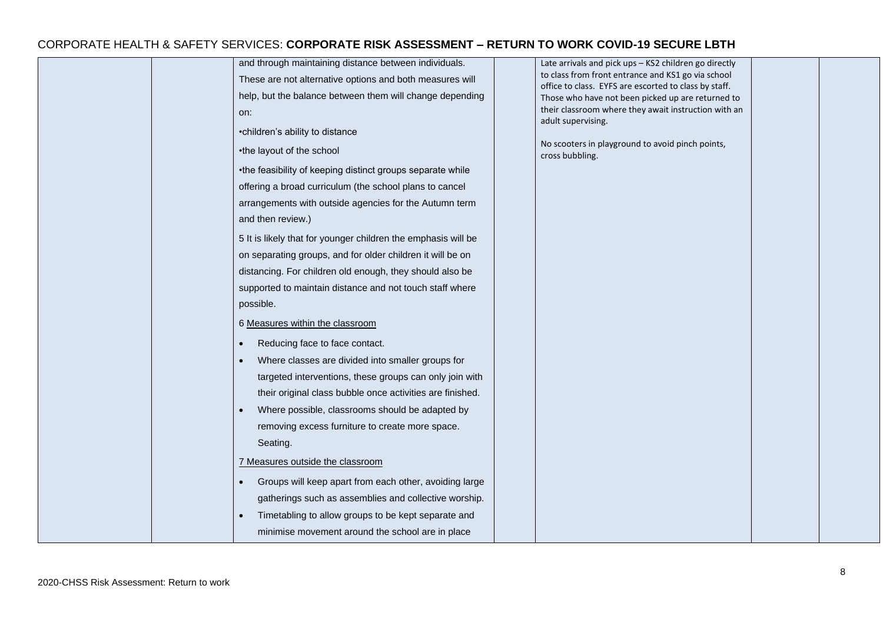| | | | | | | |
|---|---|---|---|---|---|---|
| | | and through maintaining distance between individuals. These are not alternative options and both measures will help, but the balance between them will change depending on:<br>•children's ability to distance<br>•the layout of the school<br>•the feasibility of keeping distinct groups separate while offering a broad curriculum (the school plans to cancel arrangements with outside agencies for the Autumn term and then review.)<br>5 It is likely that for younger children the emphasis will be on separating groups, and for older children it will be on distancing. For children old enough, they should also be supported to maintain distance and not touch staff where possible.<br>6 Measures within the classroom<br>• Reducing face to face contact.<br>• Where classes are divided into smaller groups for targeted interventions, these groups can only join with their original class bubble once activities are finished.<br>• Where possible, classrooms should be adapted by removing excess furniture to create more space. Seating.<br>7 Measures outside the classroom<br>• Groups will keep apart from each other, avoiding large gatherings such as assemblies and collective worship.<br>• Timetabling to allow groups to be kept separate and minimise movement around the school are in place | | Late arrivals and pick ups – KS2 children go directly to class from front entrance and KS1 go via school office to class. EYFS are escorted to class by staff. Those who have not been picked up are returned to their classroom where they await instruction with an adult supervising.<br><br>No scooters in playground to avoid pinch points, cross bubbling. | | |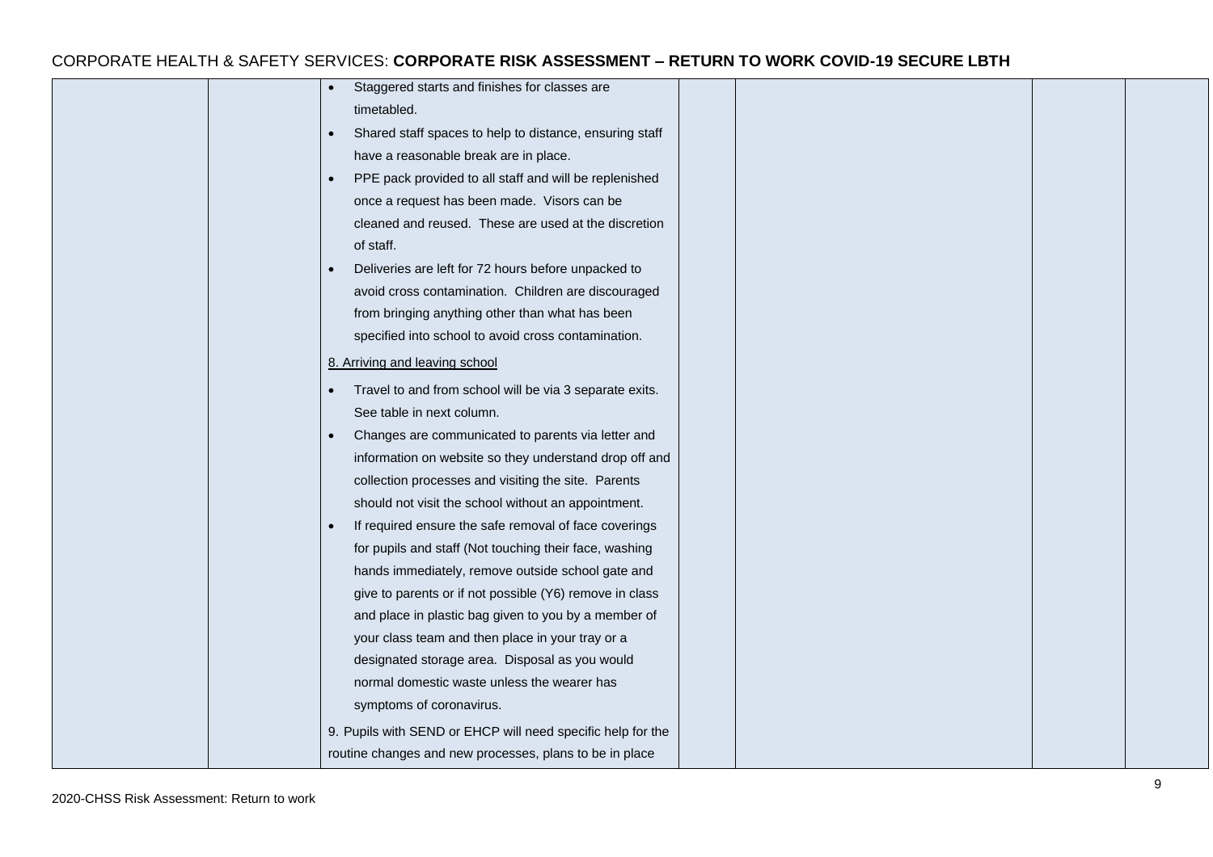| | | | | | | |
|---|---|---|---|---|---|---|
| | | • Staggered starts and finishes for classes are timetabled.<br>• Shared staff spaces to help to distance, ensuring staff have a reasonable break are in place.<br>• PPE pack provided to all staff and will be replenished once a request has been made. Visors can be cleaned and reused. These are used at the discretion of staff.<br>• Deliveries are left for 72 hours before unpacked to avoid cross contamination. Children are discouraged from bringing anything other than what has been specified into school to avoid cross contamination.<br><br><u>8. Arriving and leaving school</u><br><br>• Travel to and from school will be via 3 separate exits. See table in next column.<br>• Changes are communicated to parents via letter and information on website so they understand drop off and collection processes and visiting the site. Parents should not visit the school without an appointment.<br>• If required ensure the safe removal of face coverings for pupils and staff (Not touching their face, washing hands immediately, remove outside school gate and give to parents or if not possible (Y6) remove in class and place in plastic bag given to you by a member of your class team and then place in your tray or a designated storage area. Disposal as you would normal domestic waste unless the wearer has symptoms of coronavirus.<br><br>9. Pupils with SEND or EHCP will need specific help for the routine changes and new processes, plans to be in place | | | | |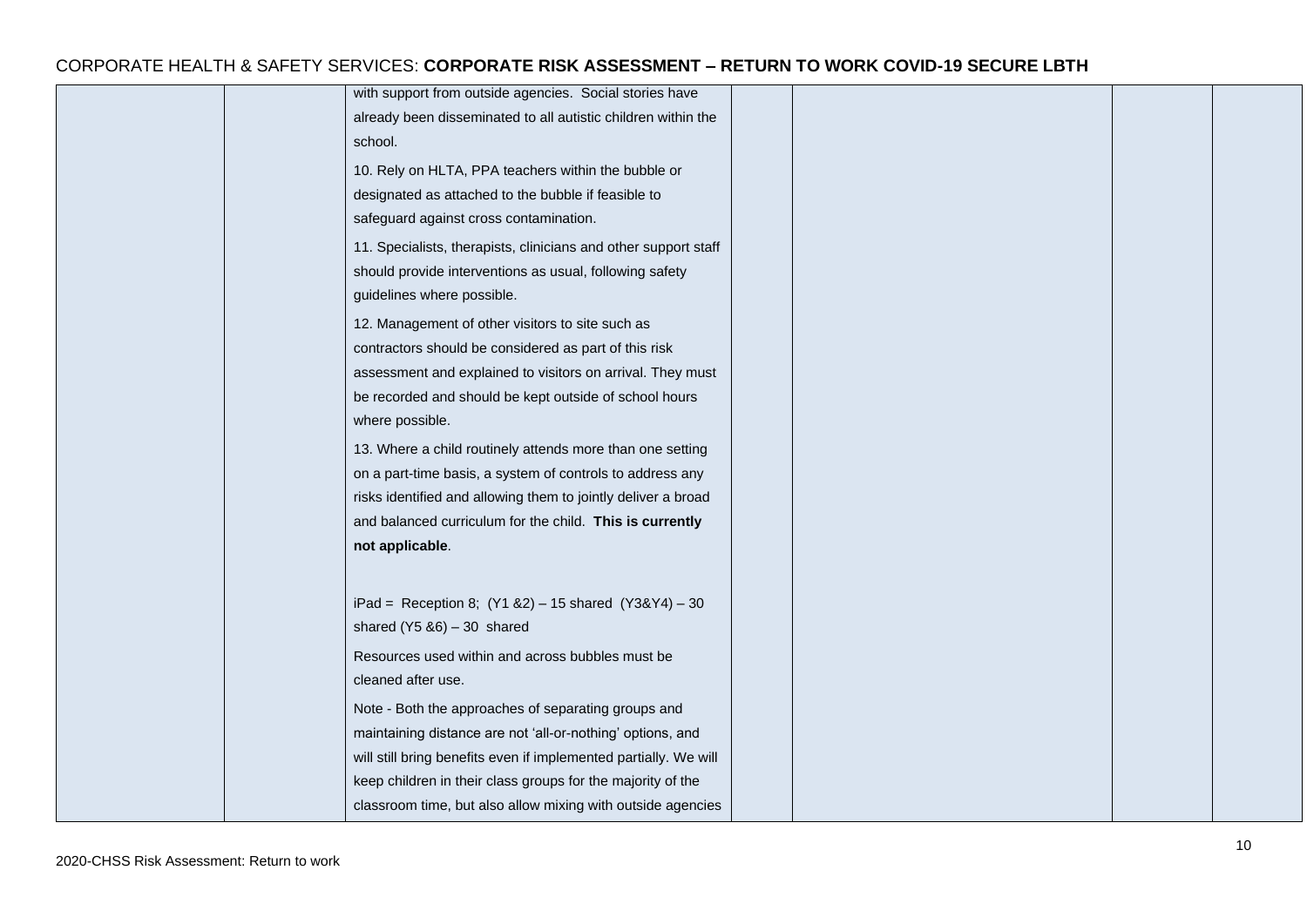| | | | | | | |
|---|---|---|---|---|---|---|
| | | with support from outside agencies. Social stories have already been disseminated to all autistic children within the school.<br><br>10. Rely on HLTA, PPA teachers within the bubble or designated as attached to the bubble if feasible to safeguard against cross contamination.<br><br>11. Specialists, therapists, clinicians and other support staff should provide interventions as usual, following safety guidelines where possible.<br><br>12. Management of other visitors to site such as contractors should be considered as part of this risk assessment and explained to visitors on arrival. They must be recorded and should be kept outside of school hours where possible.<br><br>13. Where a child routinely attends more than one setting on a part-time basis, a system of controls to address any risks identified and allowing them to jointly deliver a broad and balanced curriculum for the child. **This is currently not applicable**.<br><br>iPad = Reception 8; (Y1 &2) – 15 shared (Y3&Y4) – 30 shared (Y5 &6) – 30 shared<br><br>Resources used within and across bubbles must be cleaned after use.<br><br>Note - Both the approaches of separating groups and maintaining distance are not 'all-or-nothing' options, and will still bring benefits even if implemented partially. We will keep children in their class groups for the majority of the classroom time, but also allow mixing with outside agencies | | | | |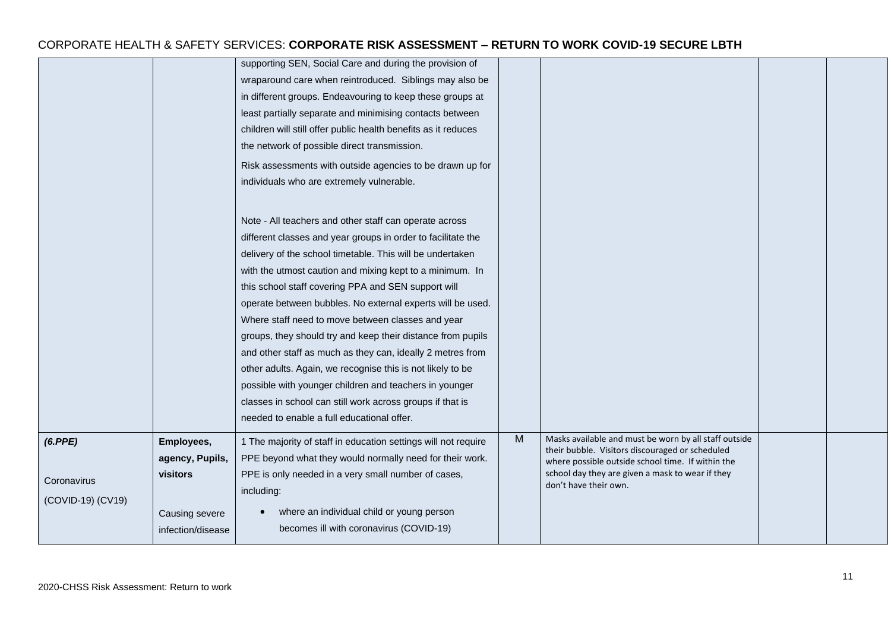| | | | | | | |
|---|---|---|---|---|---|---|
| | | supporting SEN, Social Care and during the provision of wraparound care when reintroduced. Siblings may also be in different groups. Endeavouring to keep these groups at least partially separate and minimising contacts between children will still offer public health benefits as it reduces the network of possible direct transmission.<br><br>Risk assessments with outside agencies to be drawn up for individuals who are extremely vulnerable.<br><br>Note - All teachers and other staff can operate across different classes and year groups in order to facilitate the delivery of the school timetable. This will be undertaken with the utmost caution and mixing kept to a minimum. In this school staff covering PPA and SEN support will operate between bubbles. No external experts will be used. Where staff need to move between classes and year groups, they should try and keep their distance from pupils and other staff as much as they can, ideally 2 metres from other adults. Again, we recognise this is not likely to be possible with younger children and teachers in younger classes in school can still work across groups if that is needed to enable a full educational offer. | | | | |
| ***(6.PPE)***<br><br>Coronavirus<br><br>(COVID-19) (CV19) | **Employees, agency, Pupils, visitors**<br><br>Causing severe infection/disease | 1 The majority of staff in education settings will not require PPE beyond what they would normally need for their work. PPE is only needed in a very small number of cases, including:<br><br>• where an individual child or young person becomes ill with coronavirus (COVID-19) | M | Masks available and must be worn by all staff outside their bubble. Visitors discouraged or scheduled where possible outside school time. If within the school day they are given a mask to wear if they don't have their own. | | |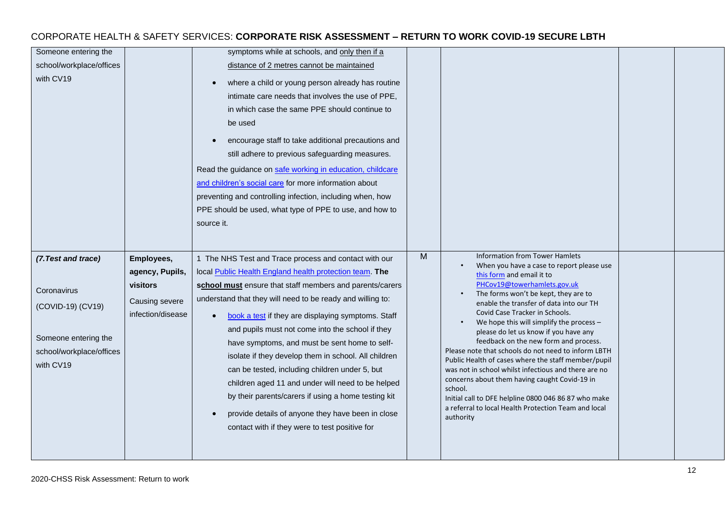| | | | | | | |
|---|---|---|---|---|---|---|
| Someone entering the school/workplace/offices with CV19 | | symptoms while at schools, and only then if a distance of 2 metres cannot be maintained<br>• where a child or young person already has routine intimate care needs that involves the use of PPE, in which case the same PPE should continue to be used<br>• encourage staff to take additional precautions and still adhere to previous safeguarding measures.<br>Read the guidance on safe working in education, childcare and children's social care for more information about preventing and controlling infection, including when, how PPE should be used, what type of PPE to use, and how to source it. | | | | |
| ***(7.Test and trace)***<br><br>Coronavirus (COVID-19) (CV19)<br><br>Someone entering the school/workplace/offices with CV19 | **Employees, agency, Pupils, visitors**<br>Causing severe infection/disease | 1 The NHS Test and Trace process and contact with our local Public Health England health protection team. **The school must** ensure that staff members and parents/carers understand that they will need to be ready and willing to:<br>• book a test if they are displaying symptoms. Staff and pupils must not come into the school if they have symptoms, and must be sent home to self-isolate if they develop them in school. All children can be tested, including children under 5, but children aged 11 and under will need to be helped by their parents/carers if using a home testing kit<br>• provide details of anyone they have been in close contact with if they were to test positive for | M | Information from Tower Hamlets<br>• When you have a case to report please use this form and email it to PHCov19@towerhamlets.gov.uk<br>• The forms won't be kept, they are to enable the transfer of data into our TH Covid Case Tracker in Schools.<br>• We hope this will simplify the process – please do let us know if you have any feedback on the new form and process.<br>Please note that schools do not need to inform LBTH Public Health of cases where the staff member/pupil was not in school whilst infectious and there are no concerns about them having caught Covid-19 in school.<br>Initial call to DFE helpline 0800 046 86 87 who make a referral to local Health Protection Team and local authority | | |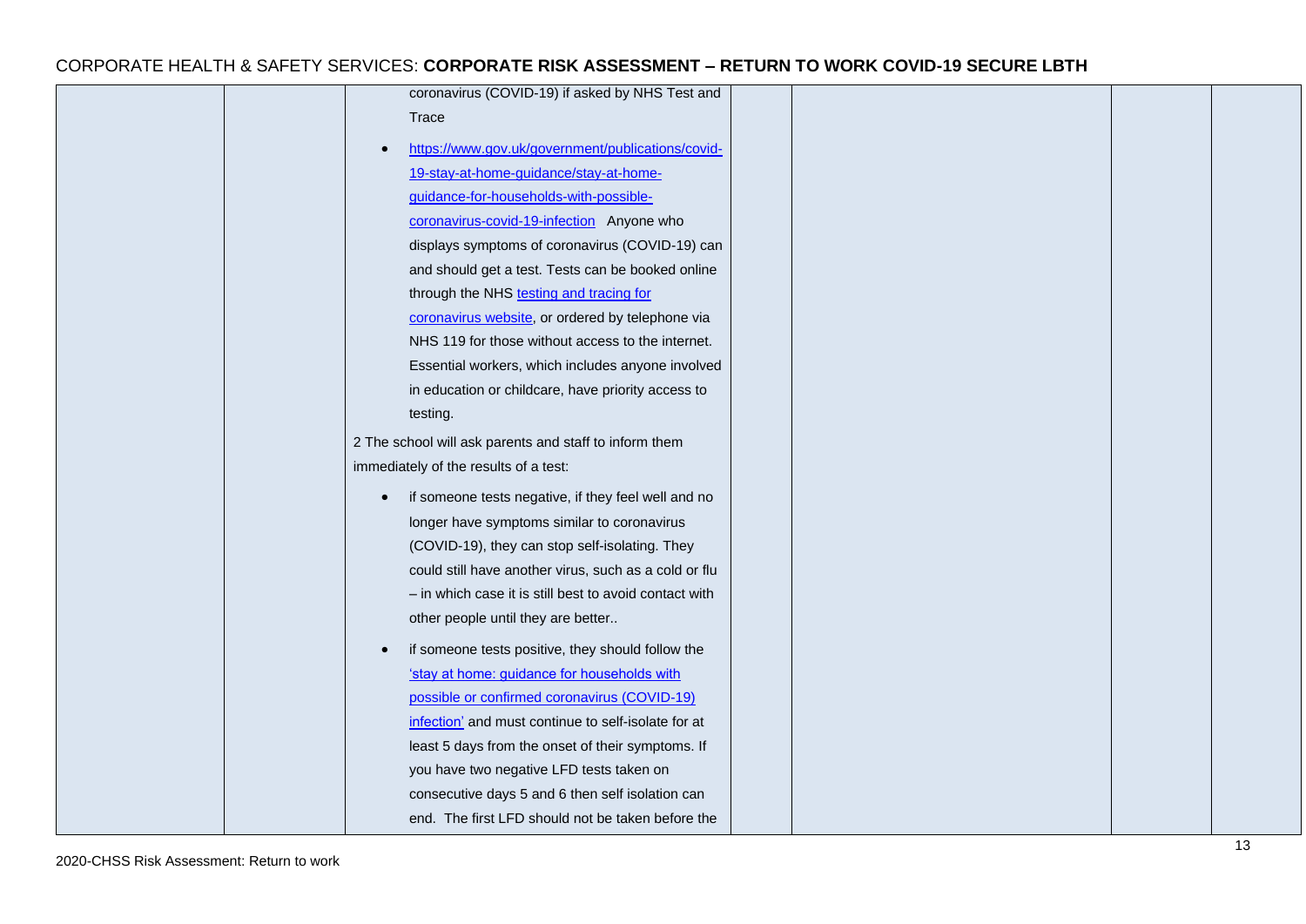| | | | | | | |
|---|---|---|---|---|---|---|
| | | coronavirus (COVID-19) if asked by NHS Test and Trace<br><br>• https://www.gov.uk/government/publications/covid-19-stay-at-home-guidance/stay-at-home-guidance-for-households-with-possible-coronavirus-covid-19-infection Anyone who displays symptoms of coronavirus (COVID-19) can and should get a test. Tests can be booked online through the NHS testing and tracing for coronavirus website, or ordered by telephone via NHS 119 for those without access to the internet. Essential workers, which includes anyone involved in education or childcare, have priority access to testing.<br><br>2 The school will ask parents and staff to inform them immediately of the results of a test:<br><br>• if someone tests negative, if they feel well and no longer have symptoms similar to coronavirus (COVID-19), they can stop self-isolating. They could still have another virus, such as a cold or flu – in which case it is still best to avoid contact with other people until they are better..<br><br>• if someone tests positive, they should follow the 'stay at home: guidance for households with possible or confirmed coronavirus (COVID-19) infection' and must continue to self-isolate for at least 5 days from the onset of their symptoms. If you have two negative LFD tests taken on consecutive days 5 and 6 then self isolation can end. The first LFD should not be taken before the | | | | |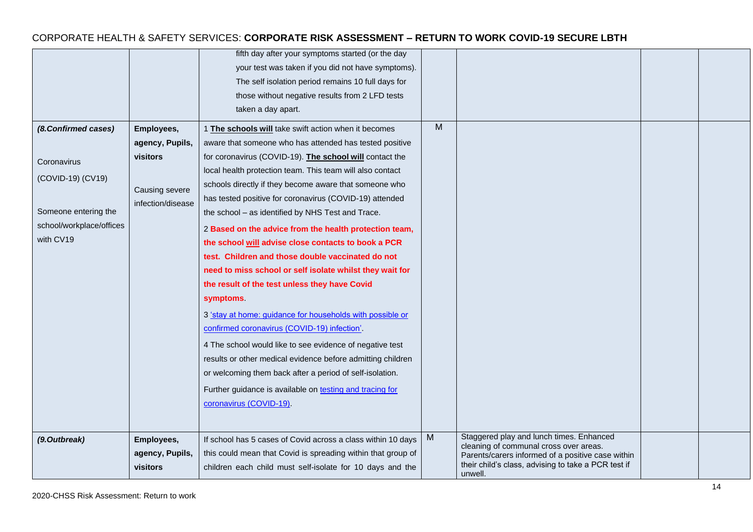| | | | | | | |
|---|---|---|---|---|---|---|
| | | fifth day after your symptoms started (or the day your test was taken if you did not have symptoms). The self isolation period remains 10 full days for those without negative results from 2 LFD tests taken a day apart. | | | | |
| ***(8.Confirmed cases)*** <br><br> Coronavirus (COVID-19) (CV19) <br><br> Someone entering the school/workplace/offices with CV19 | **Employees, agency, Pupils, visitors** <br><br> Causing severe infection/disease | 1 **The schools will** take swift action when it becomes aware that someone who has attended has tested positive for coronavirus (COVID-19). **The school will** contact the local health protection team. This team will also contact schools directly if they become aware that someone who has tested positive for coronavirus (COVID-19) attended the school – as identified by NHS Test and Trace. <br><br> 2 **Based on the advice from the health protection team, the school will advise close contacts to book a PCR test. Children and those double vaccinated do not need to miss school or self isolate whilst they wait for the result of the test unless they have Covid symptoms**. <br><br> 3 ['stay at home: guidance for households with possible or confirmed coronavirus (COVID-19) infection'](). <br><br> 4 The school would like to see evidence of negative test results or other medical evidence before admitting children or welcoming them back after a period of self-isolation. <br><br> Further guidance is available on [testing and tracing for coronavirus (COVID-19)](). | M | | | |
| ***(9.Outbreak)*** | **Employees, agency, Pupils, visitors** | If school has 5 cases of Covid across a class within 10 days this could mean that Covid is spreading within that group of children each child must self-isolate for 10 days and the | M | Staggered play and lunch times. Enhanced cleaning of communal cross over areas. Parents/carers informed of a positive case within their child's class, advising to take a PCR test if unwell. | | |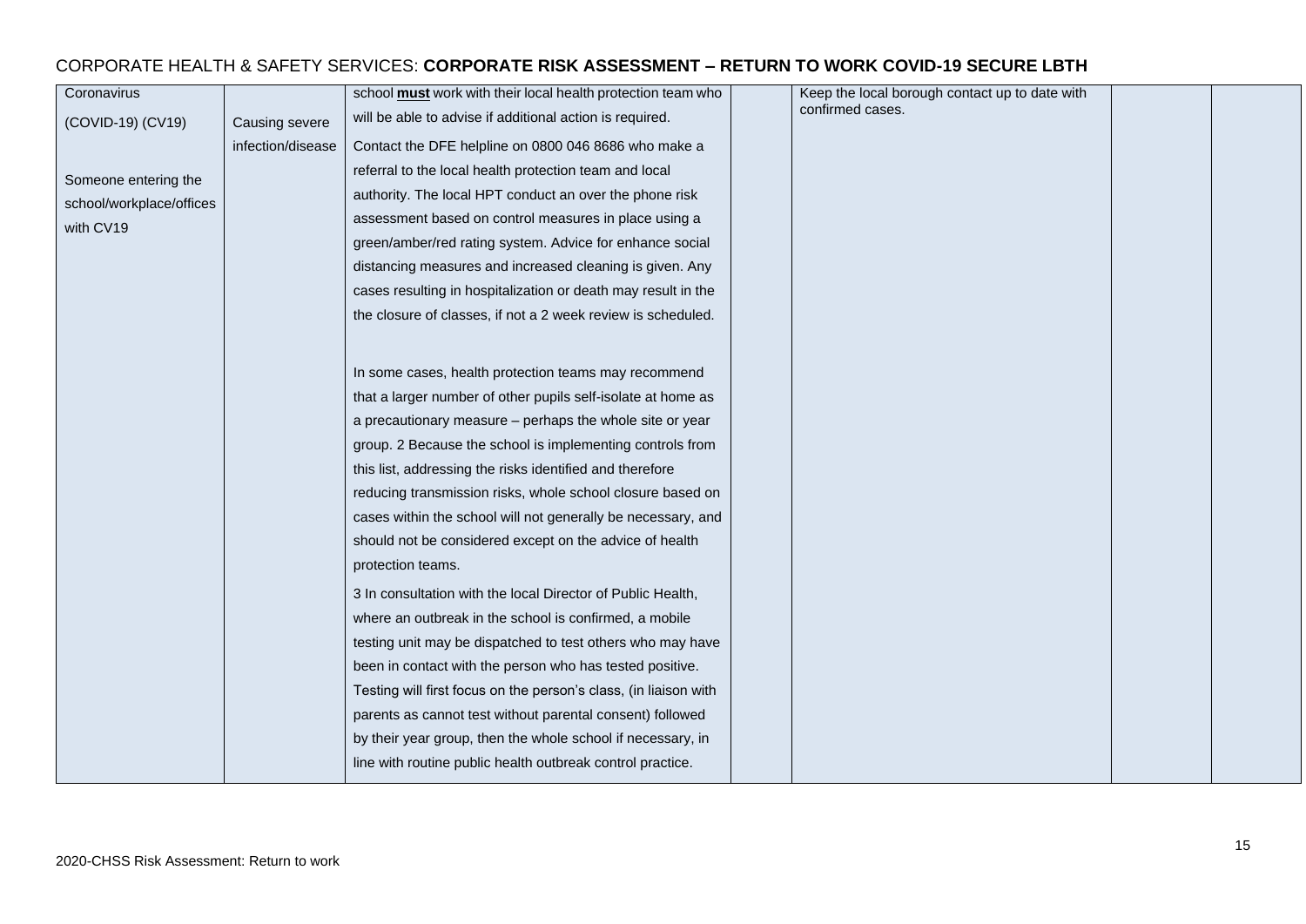| | | | | | | |
|---|---|---|---|---|---|---|
| Coronavirus<br><br>(COVID-19) (CV19)<br><br>Someone entering the school/workplace/offices with CV19 | Causing severe infection/disease | school **must** work with their local health protection team who will be able to advise if additional action is required.<br><br>Contact the DFE helpline on 0800 046 8686 who make a referral to the local health protection team and local authority. The local HPT conduct an over the phone risk assessment based on control measures in place using a green/amber/red rating system. Advice for enhance social distancing measures and increased cleaning is given. Any cases resulting in hospitalization or death may result in the the closure of classes, if not a 2 week review is scheduled.<br><br>In some cases, health protection teams may recommend that a larger number of other pupils self-isolate at home as a precautionary measure – perhaps the whole site or year group. 2 Because the school is implementing controls from this list, addressing the risks identified and therefore reducing transmission risks, whole school closure based on cases within the school will not generally be necessary, and should not be considered except on the advice of health protection teams.<br><br>3 In consultation with the local Director of Public Health, where an outbreak in the school is confirmed, a mobile testing unit may be dispatched to test others who may have been in contact with the person who has tested positive. Testing will first focus on the person's class, (in liaison with parents as cannot test without parental consent) followed by their year group, then the whole school if necessary, in line with routine public health outbreak control practice. | | Keep the local borough contact up to date with confirmed cases. | | |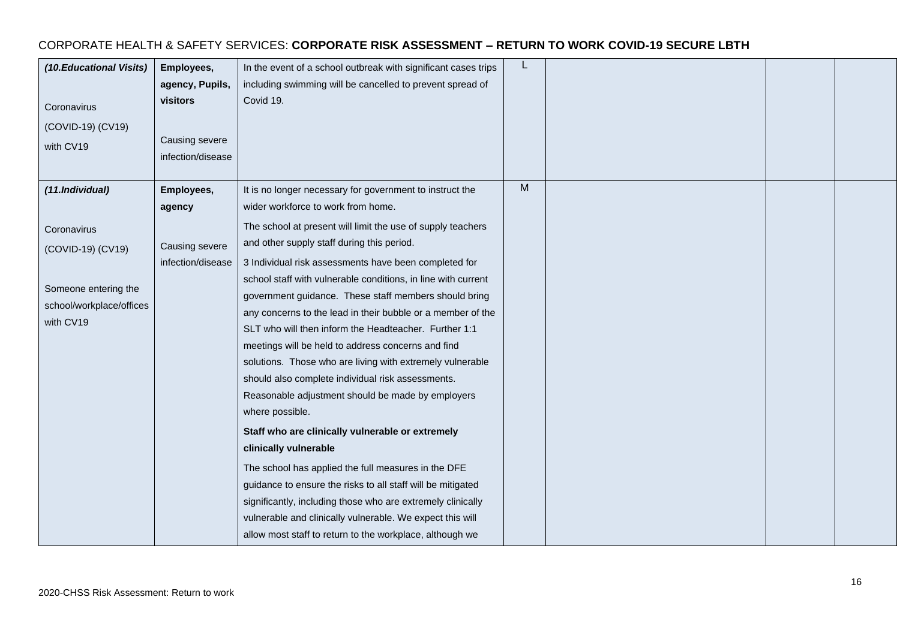CORPORATE HEALTH & SAFETY SERVICES: **CORPORATE RISK ASSESSMENT – RETURN TO WORK COVID-19 SECURE LBTH**

| | | | | | | |
|---|---|---|---|---|---|---|
| ***(10.Educational Visits)***<br><br>Coronavirus (COVID-19) (CV19) with CV19 | **Employees, agency, Pupils, visitors**<br><br>Causing severe infection/disease | In the event of a school outbreak with significant cases trips including swimming will be cancelled to prevent spread of Covid 19. | L | | | |
| ***(11.Individual)***<br><br>Coronavirus (COVID-19) (CV19)<br><br>Someone entering the school/workplace/offices with CV19 | **Employees, agency**<br><br>Causing severe infection/disease | It is no longer necessary for government to instruct the wider workforce to work from home.<br><br>The school at present will limit the use of supply teachers and other supply staff during this period.<br><br>3 Individual risk assessments have been completed for school staff with vulnerable conditions, in line with current government guidance. These staff members should bring any concerns to the lead in their bubble or a member of the SLT who will then inform the Headteacher. Further 1:1 meetings will be held to address concerns and find solutions. Those who are living with extremely vulnerable should also complete individual risk assessments. Reasonable adjustment should be made by employers where possible.<br><br>**Staff who are clinically vulnerable or extremely clinically vulnerable**<br><br>The school has applied the full measures in the DFE guidance to ensure the risks to all staff will be mitigated significantly, including those who are extremely clinically vulnerable and clinically vulnerable. We expect this will allow most staff to return to the workplace, although we | M | | | |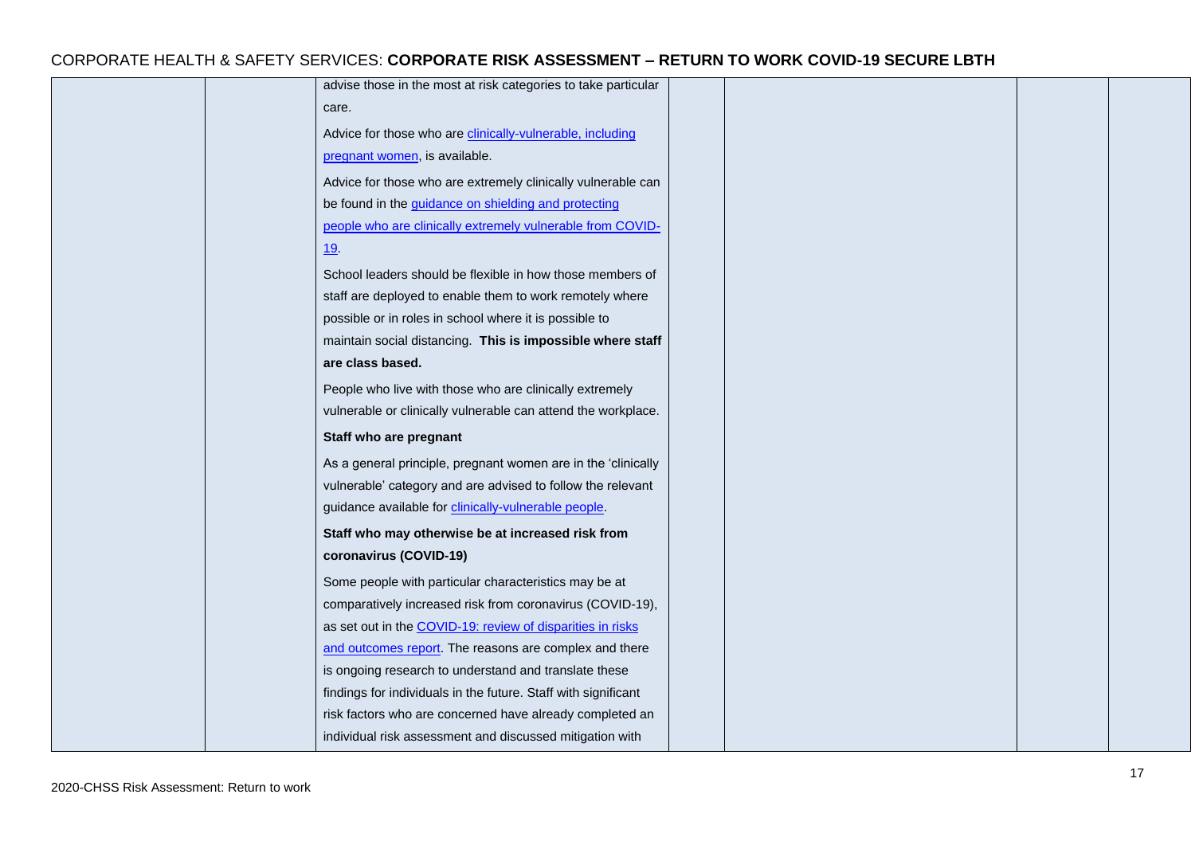| | | | | | | |
|---|---|---|---|---|---|---|
| | | advise those in the most at risk categories to take particular care.<br><br>Advice for those who are clinically-vulnerable, including pregnant women, is available.<br><br>Advice for those who are extremely clinically vulnerable can be found in the guidance on shielding and protecting people who are clinically extremely vulnerable from COVID-19.<br><br>School leaders should be flexible in how those members of staff are deployed to enable them to work remotely where possible or in roles in school where it is possible to maintain social distancing. **This is impossible where staff are class based.**<br><br>People who live with those who are clinically extremely vulnerable or clinically vulnerable can attend the workplace.<br><br>**Staff who are pregnant**<br><br>As a general principle, pregnant women are in the 'clinically vulnerable' category and are advised to follow the relevant guidance available for clinically-vulnerable people.<br><br>**Staff who may otherwise be at increased risk from coronavirus (COVID-19)**<br><br>Some people with particular characteristics may be at comparatively increased risk from coronavirus (COVID-19), as set out in the COVID-19: review of disparities in risks and outcomes report. The reasons are complex and there is ongoing research to understand and translate these findings for individuals in the future. Staff with significant risk factors who are concerned have already completed an individual risk assessment and discussed mitigation with | | | | |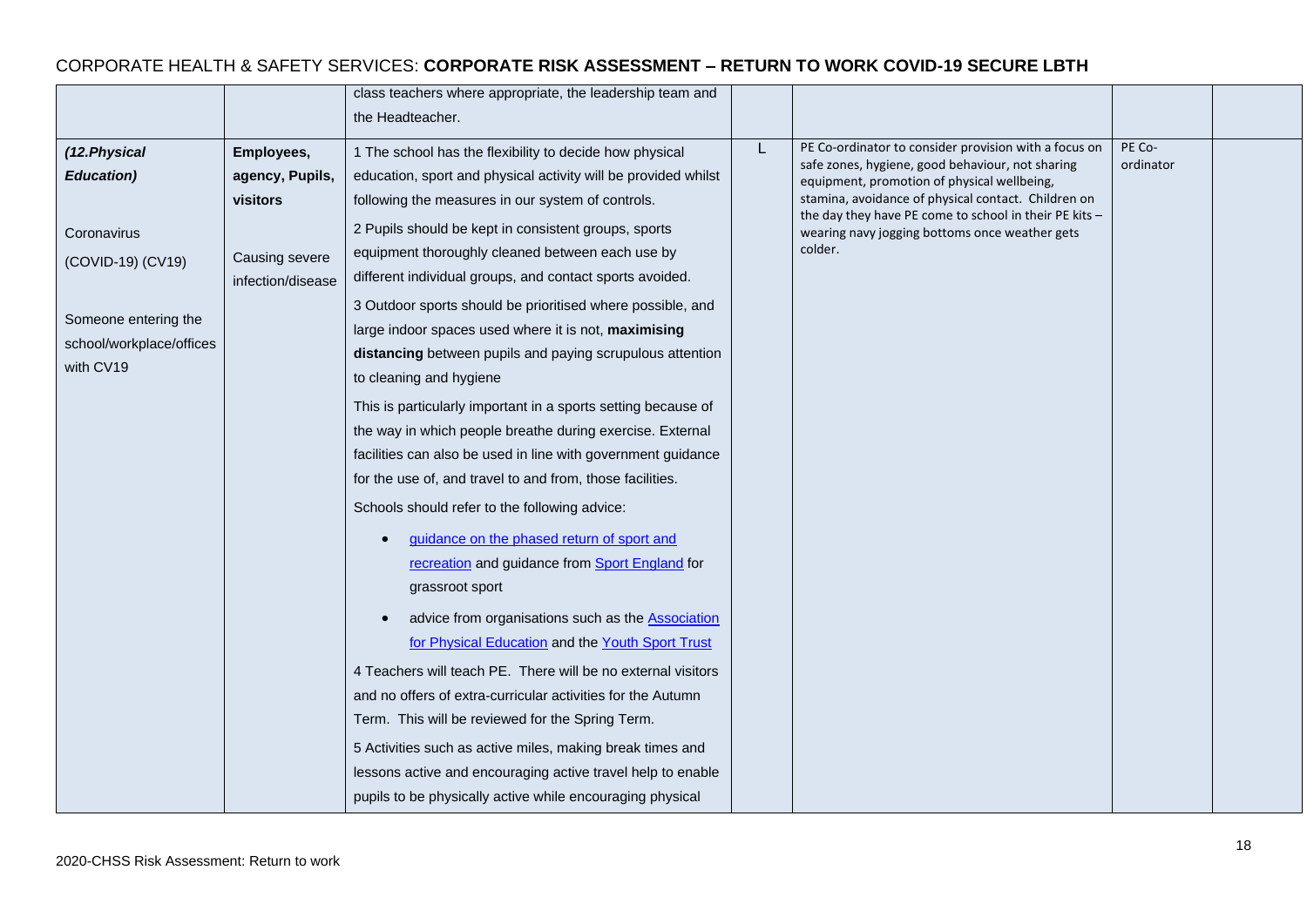# CORPORATE HEALTH & SAFETY SERVICES: **CORPORATE RISK ASSESSMENT – RETURN TO WORK COVID-19 SECURE LBTH**

| | | | | | | |
|---|---|---|---|---|---|---|
| | | class teachers where appropriate, the leadership team and the Headteacher. | | | | |
| ***(12.Physical Education)***<br><br>Coronavirus (COVID-19) (CV19)<br><br>Someone entering the school/workplace/offices with CV19 | **Employees, agency, Pupils, visitors**<br><br>Causing severe infection/disease | 1 The school has the flexibility to decide how physical education, sport and physical activity will be provided whilst following the measures in our system of controls.<br><br>2 Pupils should be kept in consistent groups, sports equipment thoroughly cleaned between each use by different individual groups, and contact sports avoided.<br><br>3 Outdoor sports should be prioritised where possible, and large indoor spaces used where it is not, **maximising distancing** between pupils and paying scrupulous attention to cleaning and hygiene<br><br>This is particularly important in a sports setting because of the way in which people breathe during exercise. External facilities can also be used in line with government guidance for the use of, and travel to and from, those facilities.<br><br>Schools should refer to the following advice:<br><br>• guidance on the phased return of sport and recreation and guidance from Sport England for grassroot sport<br><br>• advice from organisations such as the Association for Physical Education and the Youth Sport Trust<br><br>4 Teachers will teach PE. There will be no external visitors and no offers of extra-curricular activities for the Autumn Term. This will be reviewed for the Spring Term.<br><br>5 Activities such as active miles, making break times and lessons active and encouraging active travel help to enable pupils to be physically active while encouraging physical | L | PE Co-ordinator to consider provision with a focus on safe zones, hygiene, good behaviour, not sharing equipment, promotion of physical wellbeing, stamina, avoidance of physical contact. Children on the day they have PE come to school in their PE kits – wearing navy jogging bottoms once weather gets colder. | PE Co-ordinator | |

2020-CHSS Risk Assessment: Return to work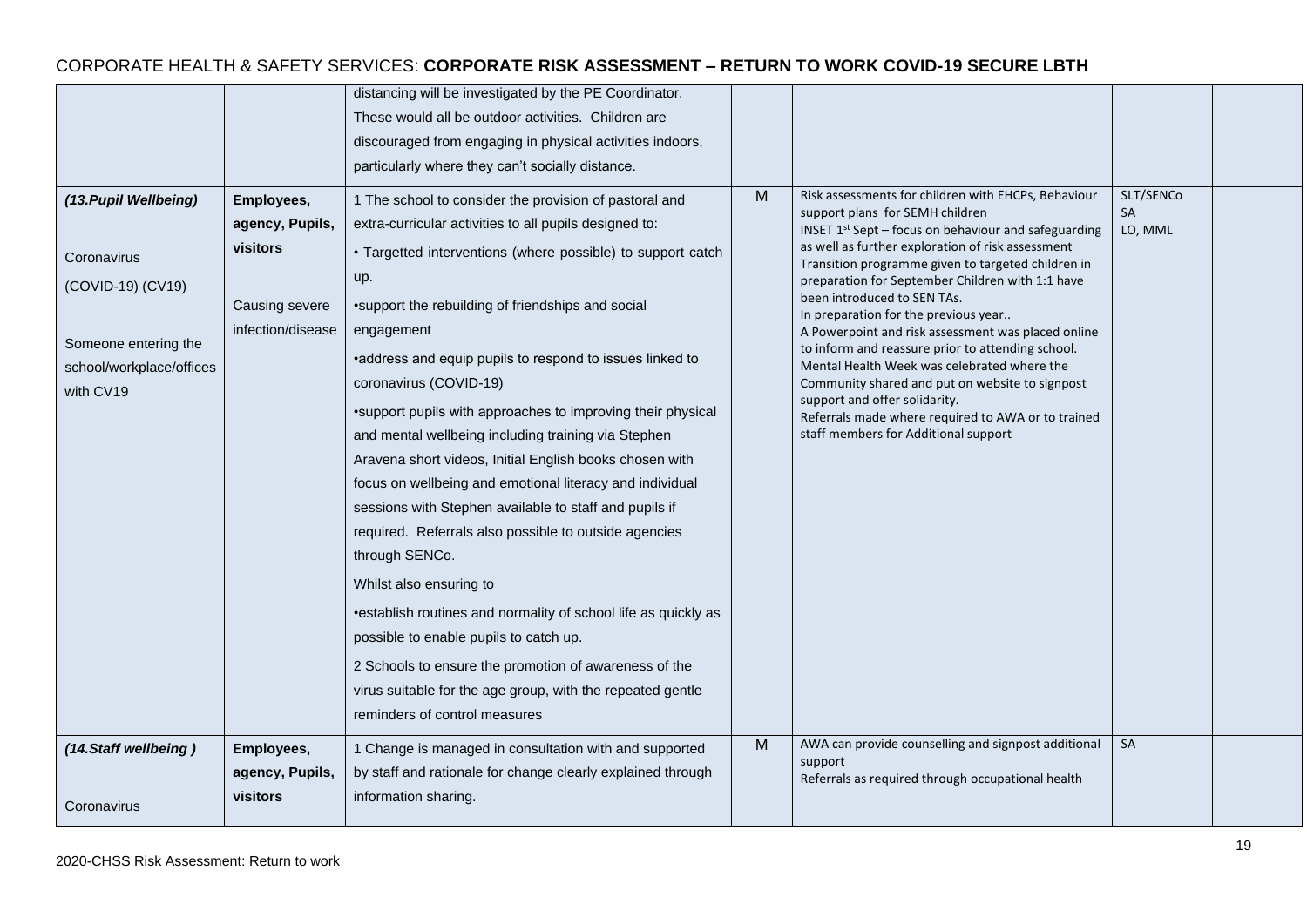CORPORATE HEALTH & SAFETY SERVICES: **CORPORATE RISK ASSESSMENT – RETURN TO WORK COVID-19 SECURE LBTH**

| | | | | | | |
|---|---|---|---|---|---|---|
| | | distancing will be investigated by the PE Coordinator. These would all be outdoor activities. Children are discouraged from engaging in physical activities indoors, particularly where they can't socially distance. | | | | |
| ***(13.Pupil Wellbeing)***<br><br>Coronavirus (COVID-19) (CV19)<br><br>Someone entering the school/workplace/offices with CV19 | **Employees, agency, Pupils, visitors**<br><br>Causing severe infection/disease | 1 The school to consider the provision of pastoral and extra-curricular activities to all pupils designed to:<br>• Targetted interventions (where possible) to support catch up.<br>•support the rebuilding of friendships and social engagement<br>•address and equip pupils to respond to issues linked to coronavirus (COVID-19)<br>•support pupils with approaches to improving their physical and mental wellbeing including training via Stephen Aravena short videos, Initial English books chosen with focus on wellbeing and emotional literacy and individual sessions with Stephen available to staff and pupils if required. Referrals also possible to outside agencies through SENCo.<br>Whilst also ensuring to<br>•establish routines and normality of school life as quickly as possible to enable pupils to catch up.<br>2 Schools to ensure the promotion of awareness of the virus suitable for the age group, with the repeated gentle reminders of control measures | M | Risk assessments for children with EHCPs, Behaviour support plans for SEMH children<br>INSET 1st Sept – focus on behaviour and safeguarding as well as further exploration of risk assessment<br>Transition programme given to targeted children in preparation for September Children with 1:1 have been introduced to SEN TAs.<br>In preparation for the previous year..<br>A Powerpoint and risk assessment was placed online to inform and reassure prior to attending school.<br>Mental Health Week was celebrated where the Community shared and put on website to signpost support and offer solidarity.<br>Referrals made where required to AWA or to trained staff members for Additional support | SLT/SENCo<br>SA<br>LO, MML | |
| ***(14.Staff wellbeing )***<br><br>Coronavirus | **Employees, agency, Pupils, visitors** | 1 Change is managed in consultation with and supported by staff and rationale for change clearly explained through information sharing. | M | AWA can provide counselling and signpost additional support<br>Referrals as required through occupational health | SA | |

2020-CHSS Risk Assessment: Return to work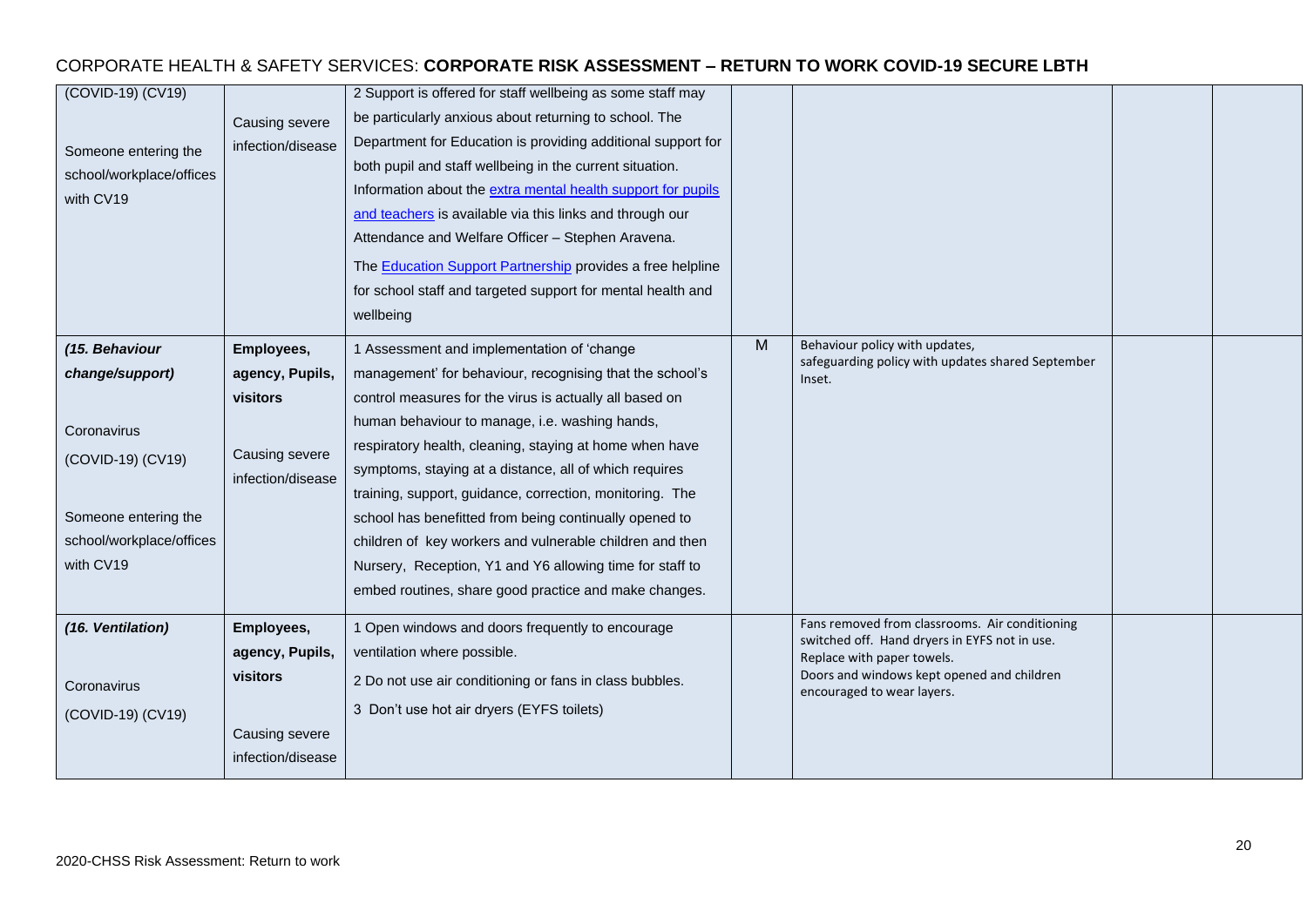## CORPORATE HEALTH & SAFETY SERVICES: **CORPORATE RISK ASSESSMENT – RETURN TO WORK COVID-19 SECURE LBTH**

| | | | | | | |
|---|---|---|---|---|---|---|
| (COVID-19) (CV19)<br><br>Someone entering the school/workplace/offices with CV19 | Causing severe infection/disease | 2 Support is offered for staff wellbeing as some staff may be particularly anxious about returning to school. The Department for Education is providing additional support for both pupil and staff wellbeing in the current situation. Information about the extra mental health support for pupils and teachers is available via this links and through our Attendance and Welfare Officer – Stephen Aravena.<br><br>The Education Support Partnership provides a free helpline for school staff and targeted support for mental health and wellbeing | | | | |
| ***(15. Behaviour change/support)***<br><br>Coronavirus (COVID-19) (CV19)<br><br>Someone entering the school/workplace/offices with CV19 | **Employees, agency, Pupils, visitors**<br><br>Causing severe infection/disease | 1 Assessment and implementation of 'change management' for behaviour, recognising that the school's control measures for the virus is actually all based on human behaviour to manage, i.e. washing hands, respiratory health, cleaning, staying at home when have symptoms, staying at a distance, all of which requires training, support, guidance, correction, monitoring. The school has benefitted from being continually opened to children of key workers and vulnerable children and then Nursery, Reception, Y1 and Y6 allowing time for staff to embed routines, share good practice and make changes. | M | Behaviour policy with updates, safeguarding policy with updates shared September Inset. | | |
| ***(16. Ventilation)***<br><br>Coronavirus (COVID-19) (CV19) | **Employees, agency, Pupils, visitors**<br><br>Causing severe infection/disease | 1 Open windows and doors frequently to encourage ventilation where possible.<br><br>2 Do not use air conditioning or fans in class bubbles.<br><br>3 Don't use hot air dryers (EYFS toilets) | | Fans removed from classrooms. Air conditioning switched off. Hand dryers in EYFS not in use. Replace with paper towels.<br>Doors and windows kept opened and children encouraged to wear layers. | | |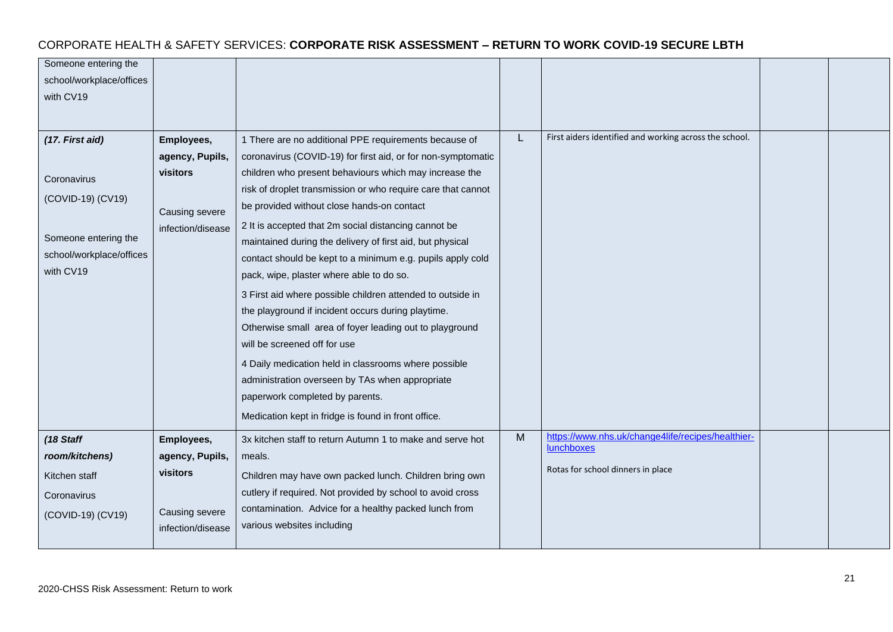CORPORATE HEALTH & SAFETY SERVICES: **CORPORATE RISK ASSESSMENT – RETURN TO WORK COVID-19 SECURE LBTH**

| | | | | | | |
|---|---|---|---|---|---|---|
| Someone entering the school/workplace/offices with CV19 | | | | | | |
| ***(17. First aid)***<br><br>Coronavirus (COVID-19) (CV19)<br><br>Someone entering the school/workplace/offices with CV19 | **Employees, agency, Pupils, visitors**<br><br>Causing severe infection/disease | 1 There are no additional PPE requirements because of coronavirus (COVID-19) for first aid, or for non-symptomatic children who present behaviours which may increase the risk of droplet transmission or who require care that cannot be provided without close hands-on contact<br><br>2 It is accepted that 2m social distancing cannot be maintained during the delivery of first aid, but physical contact should be kept to a minimum e.g. pupils apply cold pack, wipe, plaster where able to do so.<br><br>3 First aid where possible children attended to outside in the playground if incident occurs during playtime. Otherwise small area of foyer leading out to playground will be screened off for use<br><br>4 Daily medication held in classrooms where possible administration overseen by TAs when appropriate paperwork completed by parents.<br><br>Medication kept in fridge is found in front office. | L | First aiders identified and working across the school. | | |
| ***(18 Staff room/kitchens)***<br><br>Kitchen staff<br><br>Coronavirus (COVID-19) (CV19) | **Employees, agency, Pupils, visitors**<br><br>Causing severe infection/disease | 3x kitchen staff to return Autumn 1 to make and serve hot meals.<br><br>Children may have own packed lunch. Children bring own cutlery if required. Not provided by school to avoid cross contamination. Advice for a healthy packed lunch from various websites including | M | https://www.nhs.uk/change4life/recipes/healthier-lunchboxes<br><br>Rotas for school dinners in place | | |

2020-CHSS Risk Assessment: Return to work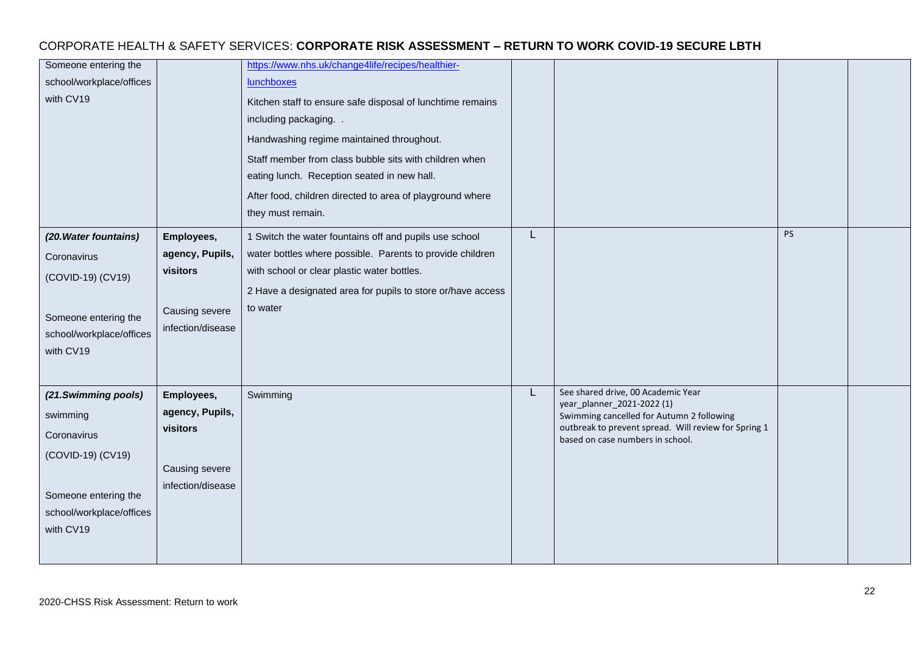# CORPORATE HEALTH & SAFETY SERVICES: **CORPORATE RISK ASSESSMENT – RETURN TO WORK COVID-19 SECURE LBTH**

| | | | | | | |
|---|---|---|---|---|---|---|
| Someone entering the school/workplace/offices with CV19 | | https://www.nhs.uk/change4life/recipes/healthier-lunchboxes<br>Kitchen staff to ensure safe disposal of lunchtime remains including packaging. .<br>Handwashing regime maintained throughout.<br>Staff member from class bubble sits with children when eating lunch. Reception seated in new hall.<br>After food, children directed to area of playground where they must remain. | | | | |
| ***(20.Water fountains)***<br>Coronavirus (COVID-19) (CV19)<br><br>Someone entering the school/workplace/offices with CV19 | **Employees, agency, Pupils, visitors**<br><br>Causing severe infection/disease | 1 Switch the water fountains off and pupils use school water bottles where possible. Parents to provide children with school or clear plastic water bottles.<br>2 Have a designated area for pupils to store or/have access to water | L | | PS | |
| ***(21.Swimming pools)***<br>swimming<br>Coronavirus (COVID-19) (CV19)<br><br>Someone entering the school/workplace/offices with CV19 | **Employees, agency, Pupils, visitors**<br><br>Causing severe infection/disease | Swimming | L | See shared drive, 00 Academic Year year_planner_2021-2022 (1)<br>Swimming cancelled for Autumn 2 following outbreak to prevent spread. Will review for Spring 1 based on case numbers in school. | | |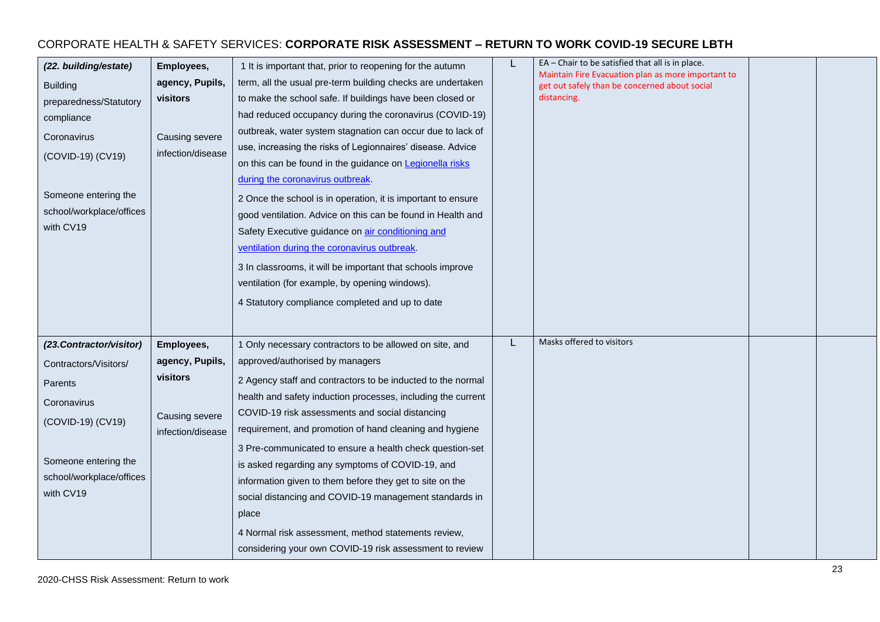CORPORATE HEALTH & SAFETY SERVICES: **CORPORATE RISK ASSESSMENT – RETURN TO WORK COVID-19 SECURE LBTH**

| | | | | | | |
|---|---|---|---|---|---|---|
| ***(22. building/estate)***<br>Building preparedness/Statutory compliance<br>Coronavirus (COVID-19) (CV19)<br><br>Someone entering the school/workplace/offices with CV19 | **Employees, agency, Pupils, visitors**<br><br>Causing severe infection/disease | 1 It is important that, prior to reopening for the autumn term, all the usual pre-term building checks are undertaken to make the school safe. If buildings have been closed or had reduced occupancy during the coronavirus (COVID-19) outbreak, water system stagnation can occur due to lack of use, increasing the risks of Legionnaires' disease. Advice on this can be found in the guidance on [Legionella risks during the coronavirus outbreak](#).<br>2 Once the school is in operation, it is important to ensure good ventilation. Advice on this can be found in Health and Safety Executive guidance on [air conditioning and ventilation during the coronavirus outbreak](#).<br>3 In classrooms, it will be important that schools improve ventilation (for example, by opening windows).<br>4 Statutory compliance completed and up to date | L | EA – Chair to be satisfied that all is in place.<br>Maintain Fire Evacuation plan as more important to get out safely than be concerned about social distancing. | | |
| ***(23.Contractor/visitor)***<br>Contractors/Visitors/<br>Parents<br>Coronavirus (COVID-19) (CV19)<br><br>Someone entering the school/workplace/offices with CV19 | **Employees, agency, Pupils, visitors**<br><br>Causing severe infection/disease | 1 Only necessary contractors to be allowed on site, and approved/authorised by managers<br>2 Agency staff and contractors to be inducted to the normal health and safety induction processes, including the current COVID-19 risk assessments and social distancing requirement, and promotion of hand cleaning and hygiene<br>3 Pre-communicated to ensure a health check question-set is asked regarding any symptoms of COVID-19, and information given to them before they get to site on the social distancing and COVID-19 management standards in place<br>4 Normal risk assessment, method statements review, considering your own COVID-19 risk assessment to review | L | Masks offered to visitors | | |

2020-CHSS Risk Assessment: Return to work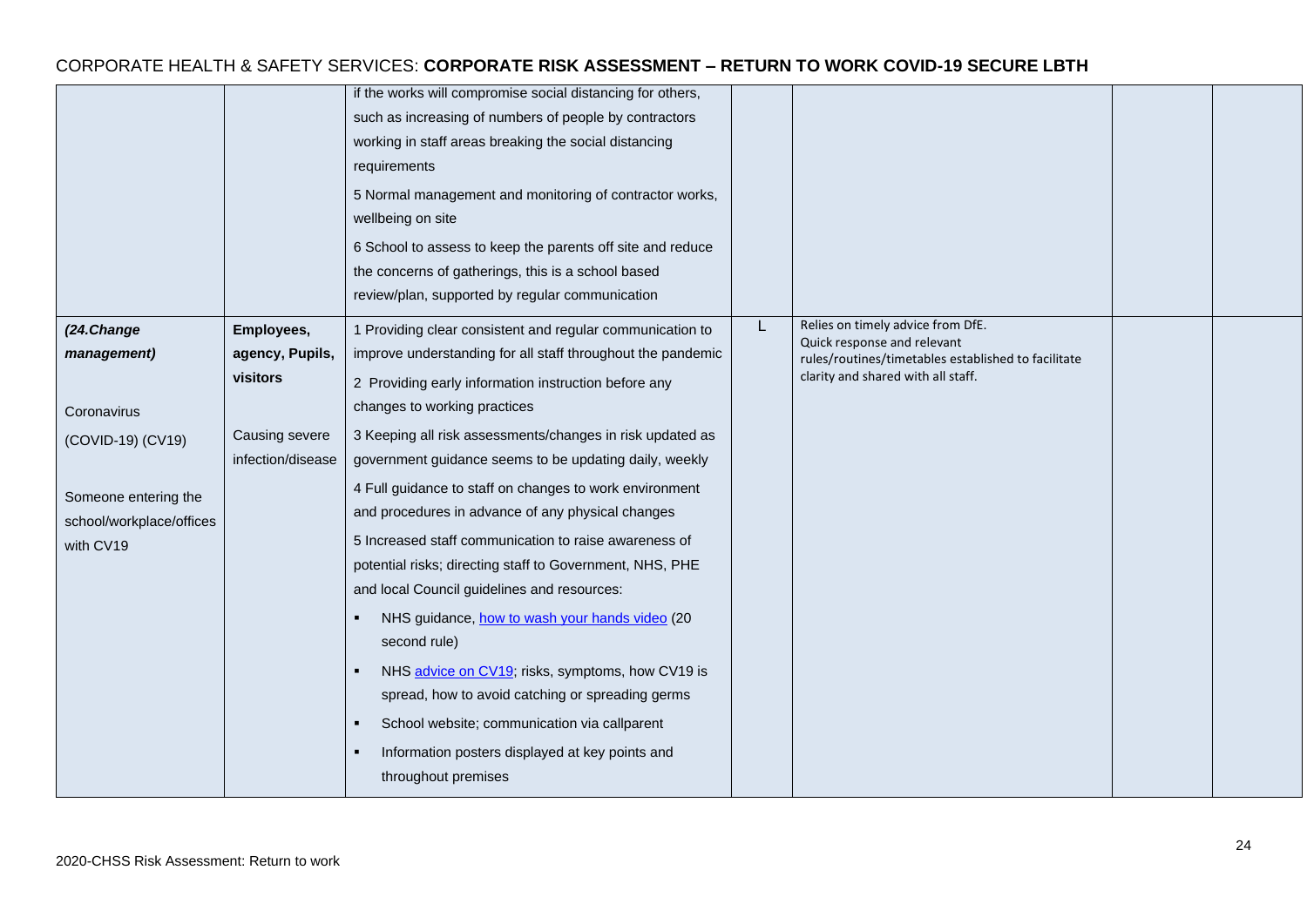| | | | | | | |
|---|---|---|---|---|---|---|
| | | if the works will compromise social distancing for others, such as increasing of numbers of people by contractors working in staff areas breaking the social distancing requirements<br><br>5 Normal management and monitoring of contractor works, wellbeing on site<br><br>6 School to assess to keep the parents off site and reduce the concerns of gatherings, this is a school based review/plan, supported by regular communication | | | | |
| ***(24.Change management)***<br><br>Coronavirus (COVID-19) (CV19)<br><br>Someone entering the school/workplace/offices with CV19 | **Employees, agency, Pupils, visitors**<br><br>Causing severe infection/disease | 1 Providing clear consistent and regular communication to improve understanding for all staff throughout the pandemic<br><br>2 Providing early information instruction before any changes to working practices<br><br>3 Keeping all risk assessments/changes in risk updated as government guidance seems to be updating daily, weekly<br><br>4 Full guidance to staff on changes to work environment and procedures in advance of any physical changes<br><br>5 Increased staff communication to raise awareness of potential risks; directing staff to Government, NHS, PHE and local Council guidelines and resources:<br><br>▪ NHS guidance, how to wash your hands video (20 second rule)<br><br>▪ NHS advice on CV19; risks, symptoms, how CV19 is spread, how to avoid catching or spreading germs<br><br>▪ School website; communication via callparent<br><br>▪ Information posters displayed at key points and throughout premises | L | Relies on timely advice from DfE. Quick response and relevant rules/routines/timetables established to facilitate clarity and shared with all staff. | | |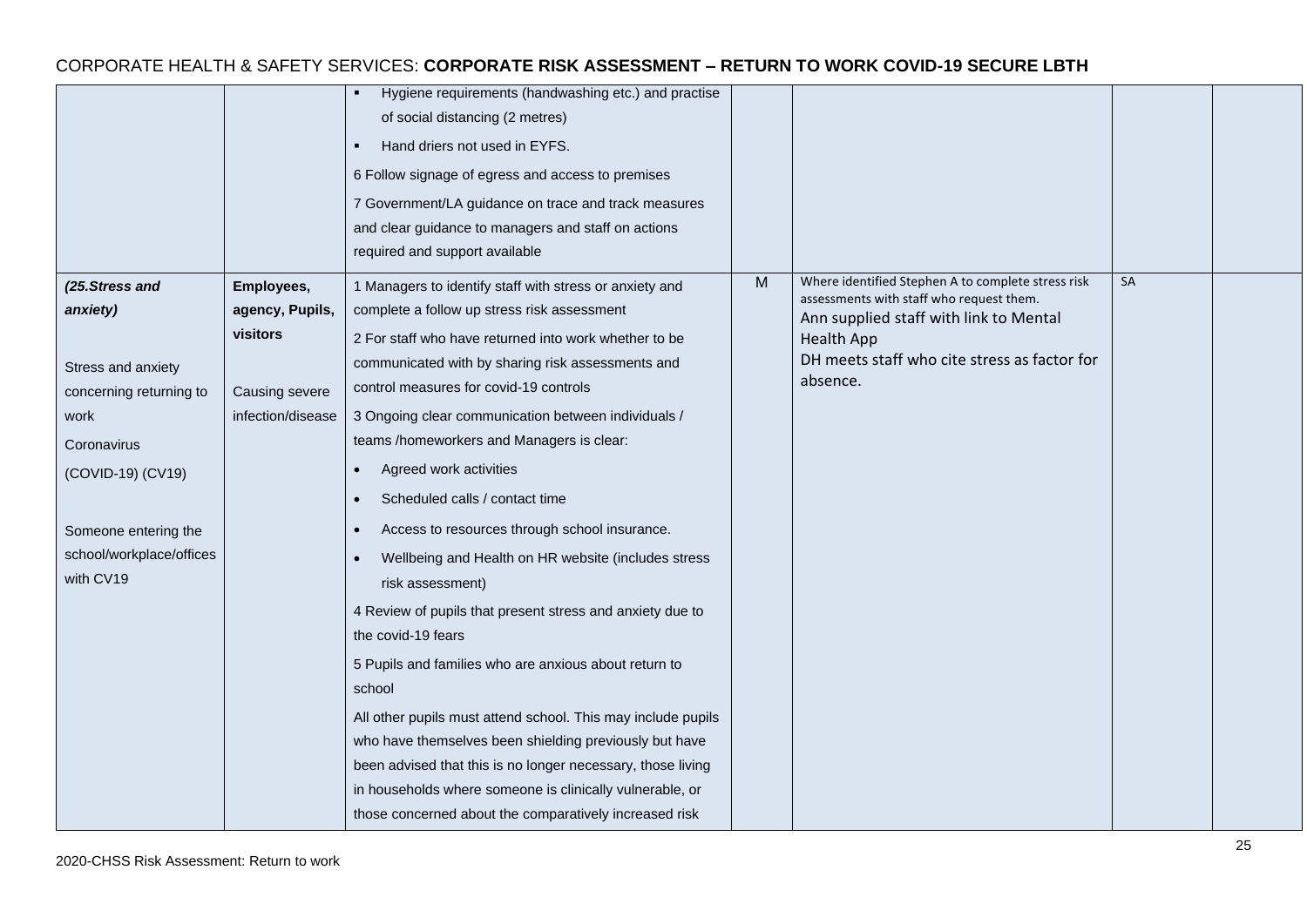CORPORATE HEALTH & SAFETY SERVICES: **CORPORATE RISK ASSESSMENT – RETURN TO WORK COVID-19 SECURE LBTH**

| | | | | | | |
|---|---|---|---|---|---|---|
| | | ▪ Hygiene requirements (handwashing etc.) and practise of social distancing (2 metres)<br>▪ Hand driers not used in EYFS.<br>6 Follow signage of egress and access to premises<br>7 Government/LA guidance on trace and track measures and clear guidance to managers and staff on actions required and support available | | | | |
| ***(25.Stress and anxiety)***<br><br>Stress and anxiety concerning returning to work<br>Coronavirus<br>(COVID-19) (CV19)<br><br>Someone entering the school/workplace/offices with CV19 | **Employees, agency, Pupils, visitors**<br><br>Causing severe infection/disease | 1 Managers to identify staff with stress or anxiety and complete a follow up stress risk assessment<br>2 For staff who have returned into work whether to be communicated with by sharing risk assessments and control measures for covid-19 controls<br>3 Ongoing clear communication between individuals / teams /homeworkers and Managers is clear:<br>• Agreed work activities<br>• Scheduled calls / contact time<br>• Access to resources through school insurance.<br>• Wellbeing and Health on HR website (includes stress risk assessment)<br>4 Review of pupils that present stress and anxiety due to the covid-19 fears<br>5 Pupils and families who are anxious about return to school<br>All other pupils must attend school. This may include pupils who have themselves been shielding previously but have been advised that this is no longer necessary, those living in households where someone is clinically vulnerable, or those concerned about the comparatively increased risk | M | Where identified Stephen A to complete stress risk assessments with staff who request them.<br>Ann supplied staff with link to Mental Health App<br>DH meets staff who cite stress as factor for absence. | SA | |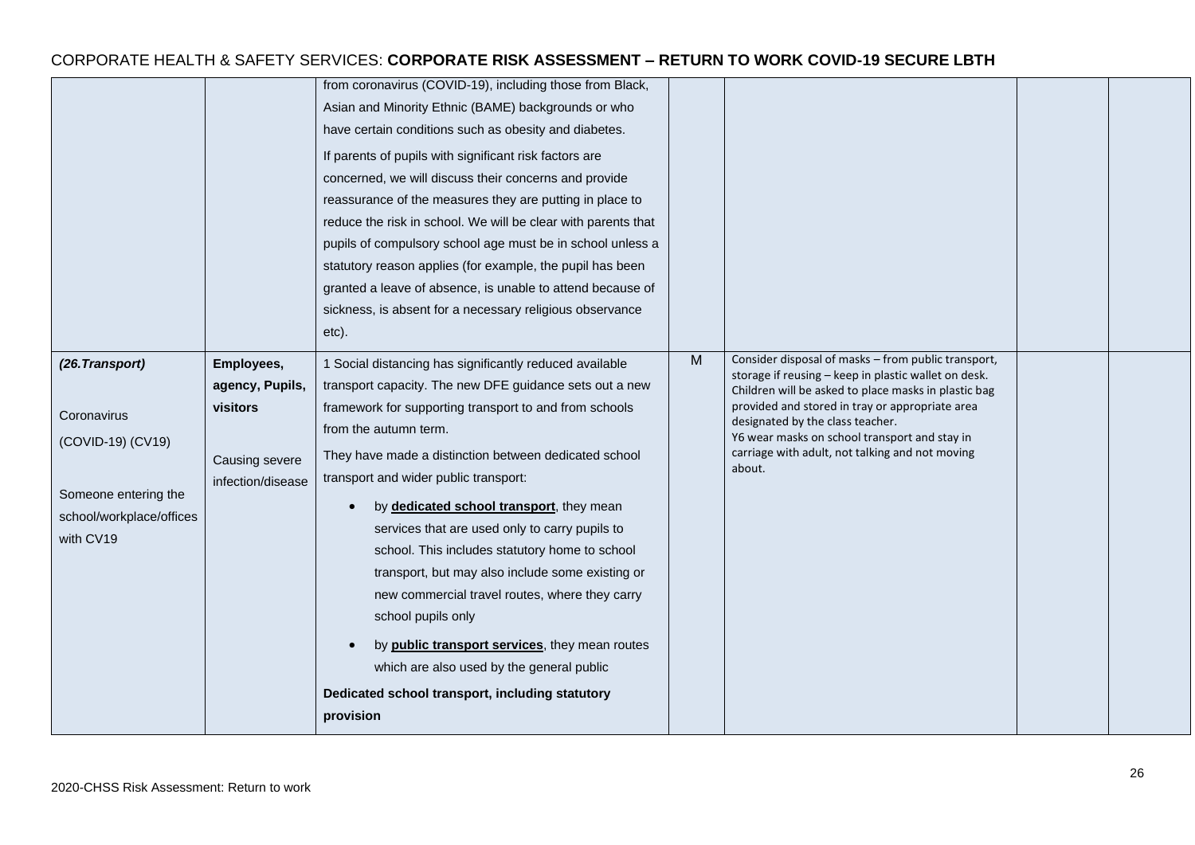CORPORATE HEALTH & SAFETY SERVICES: **CORPORATE RISK ASSESSMENT – RETURN TO WORK COVID-19 SECURE LBTH**

| | | | | | | |
|---|---|---|---|---|---|---|
| | | from coronavirus (COVID-19), including those from Black, Asian and Minority Ethnic (BAME) backgrounds or who have certain conditions such as obesity and diabetes.<br><br>If parents of pupils with significant risk factors are concerned, we will discuss their concerns and provide reassurance of the measures they are putting in place to reduce the risk in school. We will be clear with parents that pupils of compulsory school age must be in school unless a statutory reason applies (for example, the pupil has been granted a leave of absence, is unable to attend because of sickness, is absent for a necessary religious observance etc). | | | | |
| ***(26.Transport)***<br><br>Coronavirus (COVID-19) (CV19)<br><br>Someone entering the school/workplace/offices with CV19 | **Employees, agency, Pupils, visitors**<br><br>Causing severe infection/disease | 1 Social distancing has significantly reduced available transport capacity. The new DFE guidance sets out a new framework for supporting transport to and from schools from the autumn term.<br><br>They have made a distinction between dedicated school transport and wider public transport:<br><br>• by **dedicated school transport**, they mean services that are used only to carry pupils to school. This includes statutory home to school transport, but may also include some existing or new commercial travel routes, where they carry school pupils only<br>• by **public transport services**, they mean routes which are also used by the general public<br><br>**Dedicated school transport, including statutory provision** | M | Consider disposal of masks – from public transport, storage if reusing – keep in plastic wallet on desk. Children will be asked to place masks in plastic bag provided and stored in tray or appropriate area designated by the class teacher.<br>Y6 wear masks on school transport and stay in carriage with adult, not talking and not moving about. | | |

2020-CHSS Risk Assessment: Return to work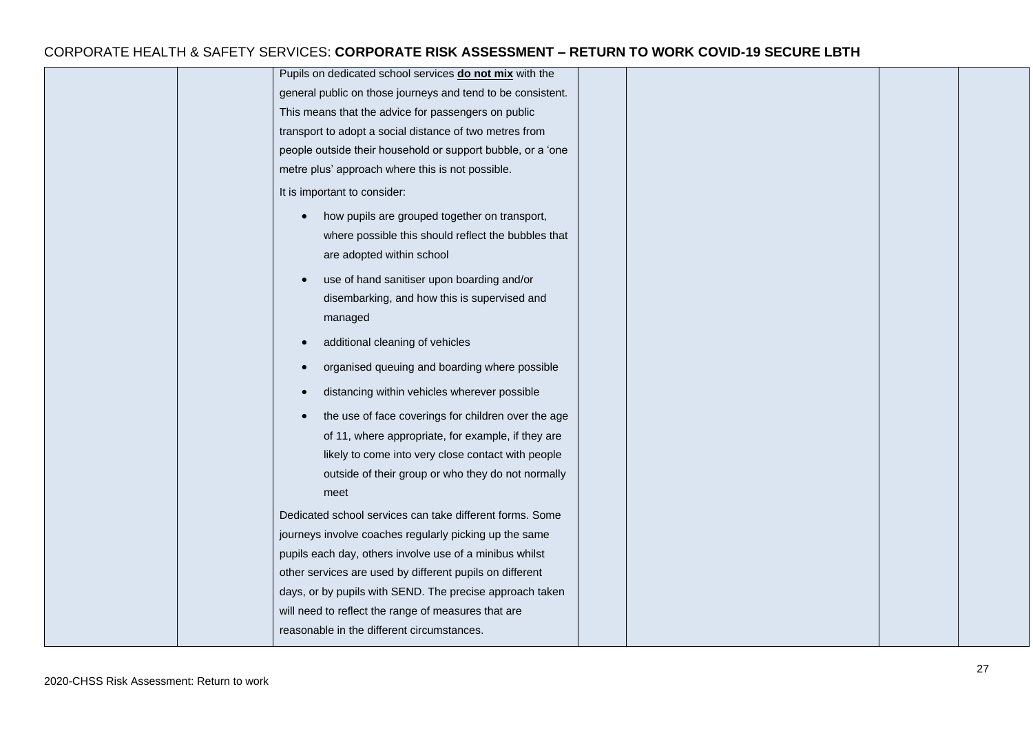| | | | | | | |
|---|---|---|---|---|---|---|
| | | Pupils on dedicated school services **do not mix** with the general public on those journeys and tend to be consistent. This means that the advice for passengers on public transport to adopt a social distance of two metres from people outside their household or support bubble, or a 'one metre plus' approach where this is not possible.<br><br>It is important to consider:<br><br>• how pupils are grouped together on transport, where possible this should reflect the bubbles that are adopted within school<br>• use of hand sanitiser upon boarding and/or disembarking, and how this is supervised and managed<br>• additional cleaning of vehicles<br>• organised queuing and boarding where possible<br>• distancing within vehicles wherever possible<br>• the use of face coverings for children over the age of 11, where appropriate, for example, if they are likely to come into very close contact with people outside of their group or who they do not normally meet<br><br>Dedicated school services can take different forms. Some journeys involve coaches regularly picking up the same pupils each day, others involve use of a minibus whilst other services are used by different pupils on different days, or by pupils with SEND. The precise approach taken will need to reflect the range of measures that are reasonable in the different circumstances. | | | | |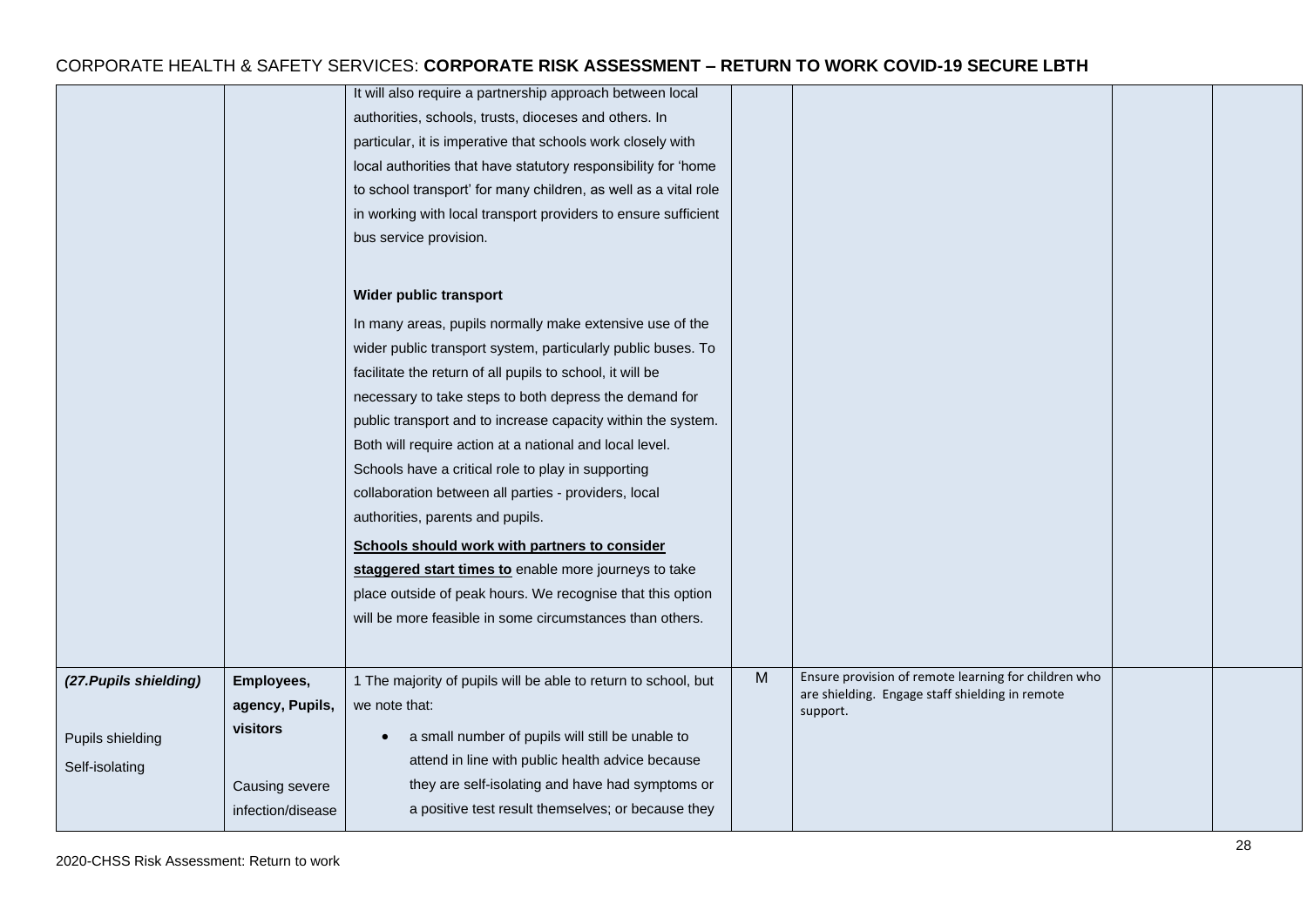| | | | | | | |
|---|---|---|---|---|---|---|
| | | It will also require a partnership approach between local authorities, schools, trusts, dioceses and others. In particular, it is imperative that schools work closely with local authorities that have statutory responsibility for 'home to school transport' for many children, as well as a vital role in working with local transport providers to ensure sufficient bus service provision.<br><br>**Wider public transport**<br>In many areas, pupils normally make extensive use of the wider public transport system, particularly public buses. To facilitate the return of all pupils to school, it will be necessary to take steps to both depress the demand for public transport and to increase capacity within the system. Both will require action at a national and local level. Schools have a critical role to play in supporting collaboration between all parties - providers, local authorities, parents and pupils.<br>**Schools should work with partners to consider staggered start times to** enable more journeys to take place outside of peak hours. We recognise that this option will be more feasible in some circumstances than others. | | | | |
| ***(27.Pupils shielding)***<br><br>Pupils shielding<br>Self-isolating | **Employees, agency, Pupils, visitors**<br><br>Causing severe infection/disease | 1 The majority of pupils will be able to return to school, but we note that:<br>• a small number of pupils will still be unable to attend in line with public health advice because they are self-isolating and have had symptoms or a positive test result themselves; or because they | M | Ensure provision of remote learning for children who are shielding. Engage staff shielding in remote support. | | |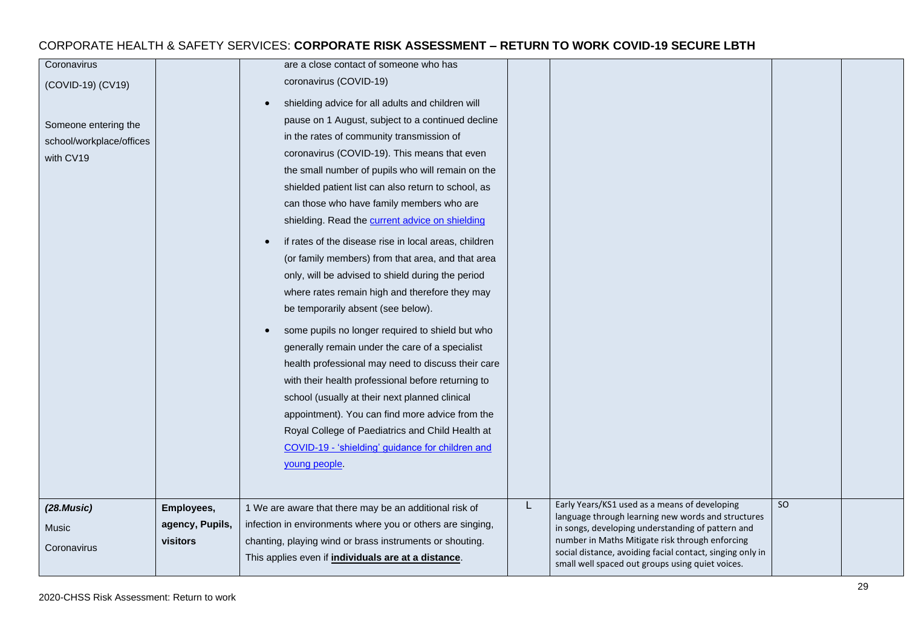# CORPORATE HEALTH & SAFETY SERVICES: **CORPORATE RISK ASSESSMENT – RETURN TO WORK COVID-19 SECURE LBTH**

| | | | | | | |
|---|---|---|---|---|---|---|
| Coronavirus<br><br>(COVID-19) (CV19)<br><br>Someone entering the school/workplace/offices with CV19 | | are a close contact of someone who has coronavirus (COVID-19)<br><br>• shielding advice for all adults and children will pause on 1 August, subject to a continued decline in the rates of community transmission of coronavirus (COVID-19). This means that even the small number of pupils who will remain on the shielded patient list can also return to school, as can those who have family members who are shielding. Read the [current advice on shielding]<br><br>• if rates of the disease rise in local areas, children (or family members) from that area, and that area only, will be advised to shield during the period where rates remain high and therefore they may be temporarily absent (see below).<br><br>• some pupils no longer required to shield but who generally remain under the care of a specialist health professional may need to discuss their care with their health professional before returning to school (usually at their next planned clinical appointment). You can find more advice from the Royal College of Paediatrics and Child Health at [COVID-19 - 'shielding' guidance for children and young people]. | | | | |
| ***(28.Music)***<br><br>Music<br><br>Coronavirus | **Employees, agency, Pupils, visitors** | 1 We are aware that there may be an additional risk of infection in environments where you or others are singing, chanting, playing wind or brass instruments or shouting. This applies even if **individuals are at a distance**. | L | Early Years/KS1 used as a means of developing language through learning new words and structures in songs, developing understanding of pattern and number in Maths Mitigate risk through enforcing social distance, avoiding facial contact, singing only in small well spaced out groups using quiet voices. | SO | |

2020-CHSS Risk Assessment: Return to work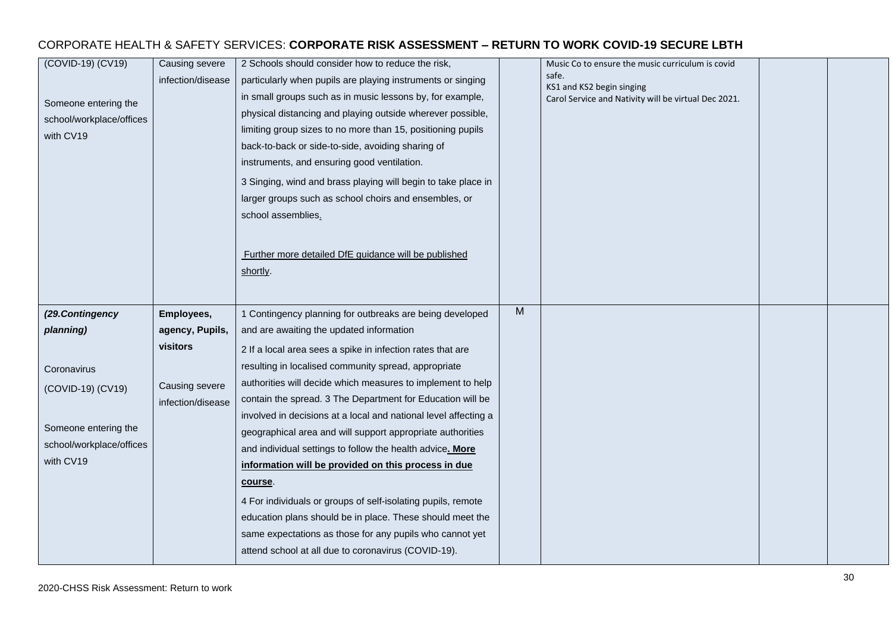# CORPORATE HEALTH & SAFETY SERVICES: **CORPORATE RISK ASSESSMENT – RETURN TO WORK COVID-19 SECURE LBTH**

| | | | | | | |
|---|---|---|---|---|---|---|
| (COVID-19) (CV19)<br><br>Someone entering the school/workplace/offices with CV19 | Causing severe infection/disease | 2 Schools should consider how to reduce the risk, particularly when pupils are playing instruments or singing in small groups such as in music lessons by, for example, physical distancing and playing outside wherever possible, limiting group sizes to no more than 15, positioning pupils back-to-back or side-to-side, avoiding sharing of instruments, and ensuring good ventilation.<br><br>3 Singing, wind and brass playing will begin to take place in larger groups such as school choirs and ensembles, or school assemblies.<br><br>Further more detailed DfE guidance will be published shortly. | | Music Co to ensure the music curriculum is covid safe.<br>KS1 and KS2 begin singing<br>Carol Service and Nativity will be virtual Dec 2021. | | |
| ***(29.Contingency planning)***<br><br>Coronavirus (COVID-19) (CV19)<br><br>Someone entering the school/workplace/offices with CV19 | **Employees, agency, Pupils, visitors**<br><br>Causing severe infection/disease | 1 Contingency planning for outbreaks are being developed and are awaiting the updated information<br><br>2 If a local area sees a spike in infection rates that are resulting in localised community spread, appropriate authorities will decide which measures to implement to help contain the spread. 3 The Department for Education will be involved in decisions at a local and national level affecting a geographical area and will support appropriate authorities and individual settings to follow the health advice**. More information will be provided on this process in due course**.<br><br>4 For individuals or groups of self-isolating pupils, remote education plans should be in place. These should meet the same expectations as those for any pupils who cannot yet attend school at all due to coronavirus (COVID-19). | M | | | |

2020-CHSS Risk Assessment: Return to work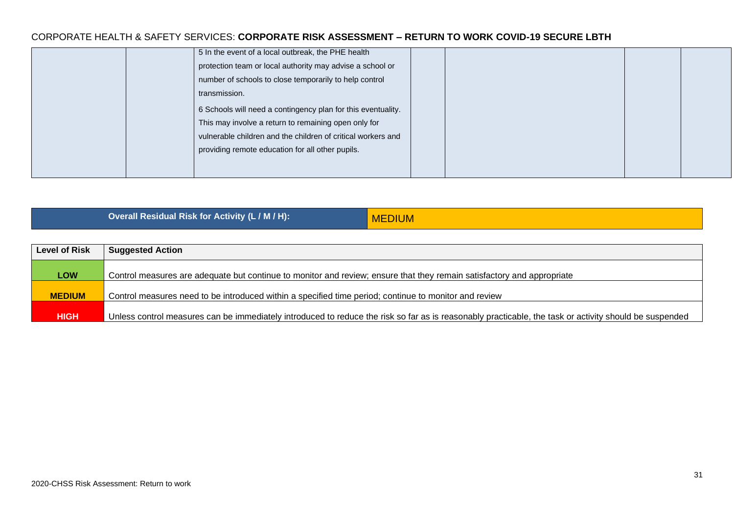| | | | | | | |
|---|---|---|---|---|---|---|
| | | 5 In the event of a local outbreak, the PHE health protection team or local authority may advise a school or number of schools to close temporarily to help control transmission.<br><br>6 Schools will need a contingency plan for this eventuality. This may involve a return to remaining open only for vulnerable children and the children of critical workers and providing remote education for all other pupils. | | | | |

| **Overall Residual Risk for Activity (L / M / H):** | MEDIUM |
|---|---|

| Level of Risk | Suggested Action |
|---|---|
| **LOW** | Control measures are adequate but continue to monitor and review; ensure that they remain satisfactory and appropriate |
| **MEDIUM** | Control measures need to be introduced within a specified time period; continue to monitor and review |
| **HIGH** | Unless control measures can be immediately introduced to reduce the risk so far as is reasonably practicable, the task or activity should be suspended |